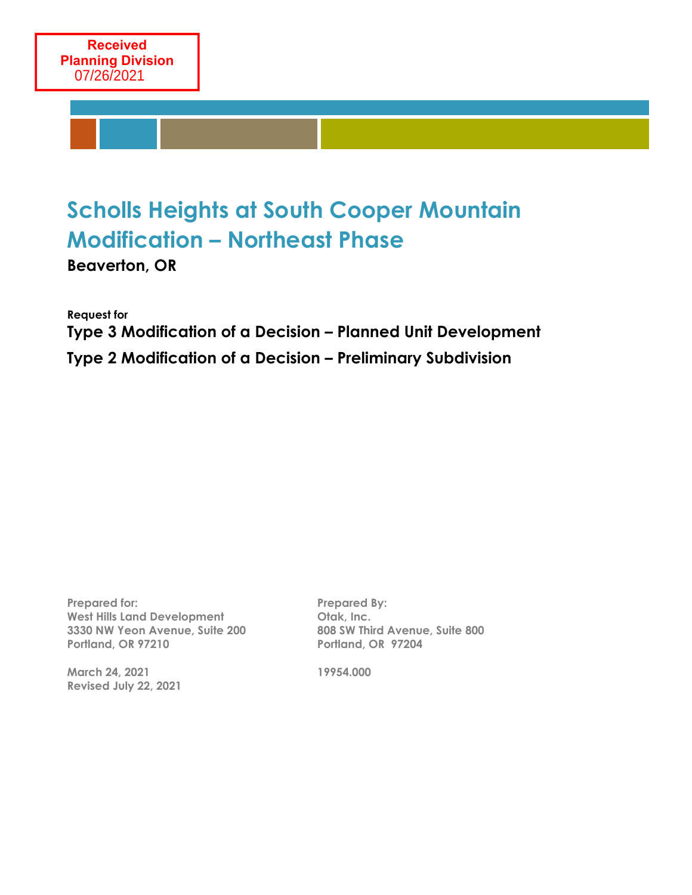Received
Planning Division
07/26/2021

# Scholls Heights at South Cooper Mountain Modification – Northeast Phase

**Beaverton, OR**

**Request for**

## Type 3 Modification of a Decision – Planned Unit Development

## Type 2 Modification of a Decision – Preliminary Subdivision

**Prepared for:**
**West Hills Land Development**
**3330 NW Yeon Avenue, Suite 200**
**Portland, OR 97210**

**March 24, 2021**
**Revised July 22, 2021**

**Prepared By:**
**Otak, Inc.**
**808 SW Third Avenue, Suite 800**
**Portland, OR 97204**

**19954.000**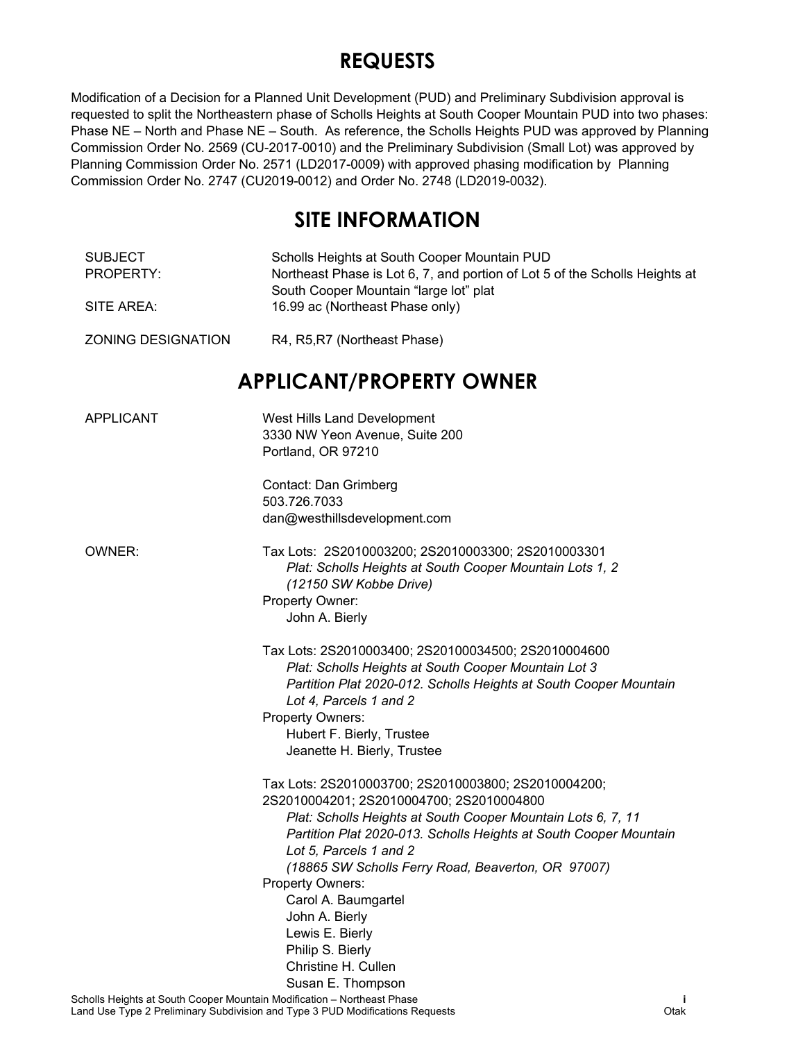## REQUESTS

Modification of a Decision for a Planned Unit Development (PUD) and Preliminary Subdivision approval is requested to split the Northeastern phase of Scholls Heights at South Cooper Mountain PUD into two phases: Phase NE – North and Phase NE – South. As reference, the Scholls Heights PUD was approved by Planning Commission Order No. 2569 (CU-2017-0010) and the Preliminary Subdivision (Small Lot) was approved by Planning Commission Order No. 2571 (LD2017-0009) with approved phasing modification by Planning Commission Order No. 2747 (CU2019-0012) and Order No. 2748 (LD2019-0032).

## SITE INFORMATION

| | |
|---|---|
| SUBJECT PROPERTY: | Scholls Heights at South Cooper Mountain PUD<br>Northeast Phase is Lot 6, 7, and portion of Lot 5 of the Scholls Heights at South Cooper Mountain "large lot" plat |
| SITE AREA: | 16.99 ac (Northeast Phase only) |
| ZONING DESIGNATION | R4, R5,R7 (Northeast Phase) |

## APPLICANT/PROPERTY OWNER

APPLICANT

West Hills Land Development
3330 NW Yeon Avenue, Suite 200
Portland, OR 97210

Contact: Dan Grimberg
503.726.7033
dan@westhillsdevelopment.com

OWNER:

Tax Lots: 2S2010003200; 2S2010003300; 2S2010003301
*Plat: Scholls Heights at South Cooper Mountain Lots 1, 2*
*(12150 SW Kobbe Drive)*
Property Owner:
John A. Bierly

Tax Lots: 2S2010003400; 2S20100034500; 2S2010004600
*Plat: Scholls Heights at South Cooper Mountain Lot 3*
*Partition Plat 2020-012. Scholls Heights at South Cooper Mountain Lot 4, Parcels 1 and 2*
Property Owners:
Hubert F. Bierly, Trustee
Jeanette H. Bierly, Trustee

Tax Lots: 2S2010003700; 2S2010003800; 2S2010004200; 2S2010004201; 2S2010004700; 2S2010004800
*Plat: Scholls Heights at South Cooper Mountain Lots 6, 7, 11*
*Partition Plat 2020-013. Scholls Heights at South Cooper Mountain Lot 5, Parcels 1 and 2*
*(18865 SW Scholls Ferry Road, Beaverton, OR 97007)*
Property Owners:
Carol A. Baumgartel
John A. Bierly
Lewis E. Bierly
Philip S. Bierly
Christine H. Cullen
Susan E. Thompson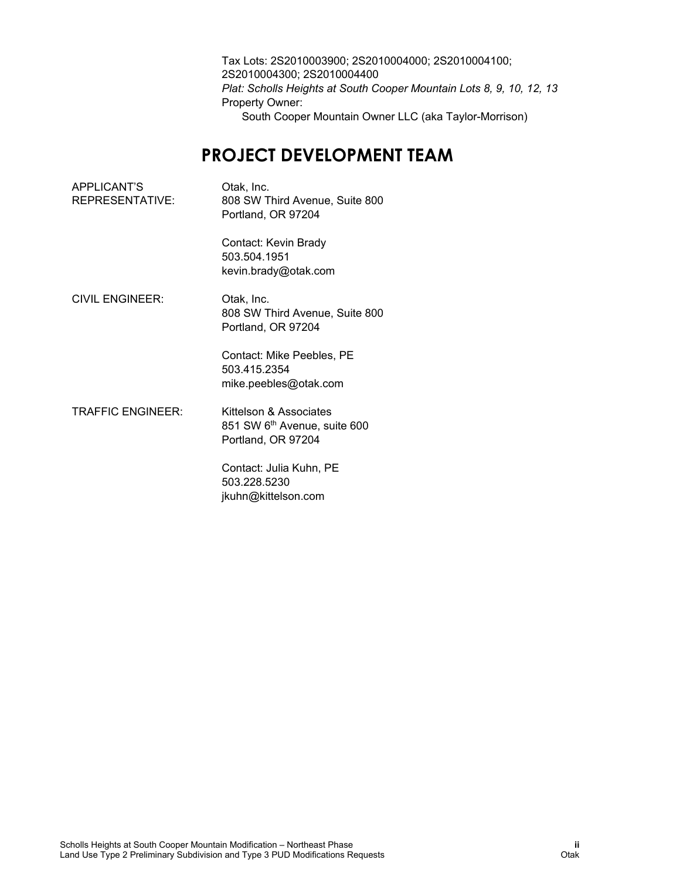Tax Lots: 2S2010003900; 2S2010004000; 2S2010004100; 2S2010004300; 2S2010004400
*Plat: Scholls Heights at South Cooper Mountain Lots 8, 9, 10, 12, 13*
Property Owner:
South Cooper Mountain Owner LLC (aka Taylor-Morrison)

# PROJECT DEVELOPMENT TEAM

| | |
|---|---|
| APPLICANT'S REPRESENTATIVE: | Otak, Inc.<br>808 SW Third Avenue, Suite 800<br>Portland, OR 97204<br><br>Contact: Kevin Brady<br>503.504.1951<br>kevin.brady@otak.com |
| CIVIL ENGINEER: | Otak, Inc.<br>808 SW Third Avenue, Suite 800<br>Portland, OR 97204<br><br>Contact: Mike Peebles, PE<br>503.415.2354<br>mike.peebles@otak.com |
| TRAFFIC ENGINEER: | Kittelson & Associates<br>851 SW 6th Avenue, suite 600<br>Portland, OR 97204<br><br>Contact: Julia Kuhn, PE<br>503.228.5230<br>jkuhn@kittelson.com |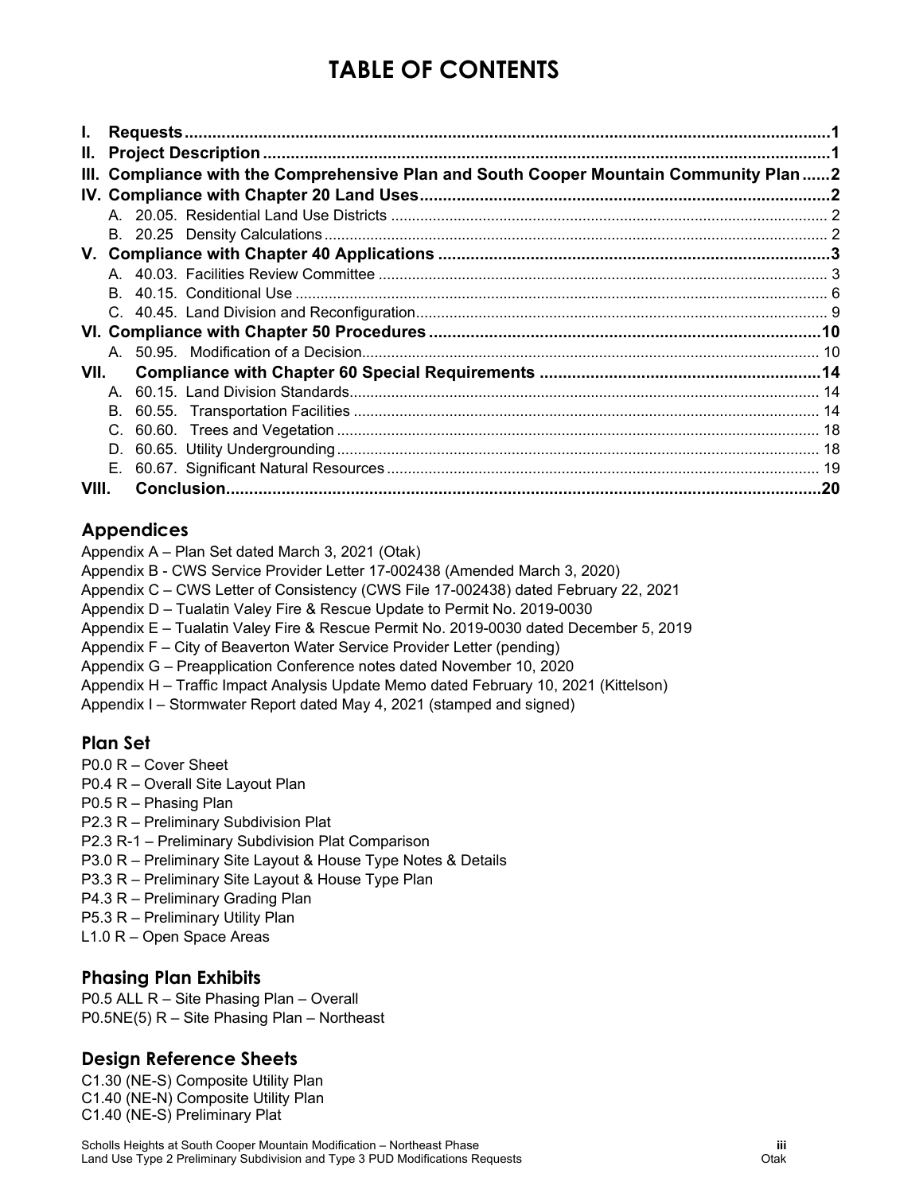# TABLE OF CONTENTS

| | | |
|---|---|---|
| **I.** | **Requests** | **1** |
| **II.** | **Project Description** | **1** |
| **III.** | **Compliance with the Comprehensive Plan and South Cooper Mountain Community Plan** | **2** |
| **IV.** | **Compliance with Chapter 20 Land Uses** | **2** |
| | A. 20.05. Residential Land Use Districts | 2 |
| | B. 20.25 Density Calculations | 2 |
| **V.** | **Compliance with Chapter 40 Applications** | **3** |
| | A. 40.03. Facilities Review Committee | 3 |
| | B. 40.15. Conditional Use | 6 |
| | C. 40.45. Land Division and Reconfiguration | 9 |
| **VI.** | **Compliance with Chapter 50 Procedures** | **10** |
| | A. 50.95. Modification of a Decision | 10 |
| **VII.** | **Compliance with Chapter 60 Special Requirements** | **14** |
| | A. 60.15. Land Division Standards | 14 |
| | B. 60.55. Transportation Facilities | 14 |
| | C. 60.60. Trees and Vegetation | 18 |
| | D. 60.65. Utility Undergrounding | 18 |
| | E. 60.67. Significant Natural Resources | 19 |
| **VIII.** | **Conclusion** | **20** |

## Appendices

Appendix A – Plan Set dated March 3, 2021 (Otak)
Appendix B - CWS Service Provider Letter 17-002438 (Amended March 3, 2020)
Appendix C – CWS Letter of Consistency (CWS File 17-002438) dated February 22, 2021
Appendix D – Tualatin Valley Fire & Rescue Update to Permit No. 2019-0030
Appendix E – Tualatin Valley Fire & Rescue Permit No. 2019-0030 dated December 5, 2019
Appendix F – City of Beaverton Water Service Provider Letter (pending)
Appendix G – Preapplication Conference notes dated November 10, 2020
Appendix H – Traffic Impact Analysis Update Memo dated February 10, 2021 (Kittelson)
Appendix I – Stormwater Report dated May 4, 2021 (stamped and signed)

## Plan Set

P0.0 R – Cover Sheet
P0.4 R – Overall Site Layout Plan
P0.5 R – Phasing Plan
P2.3 R – Preliminary Subdivision Plat
P2.3 R-1 – Preliminary Subdivision Plat Comparison
P3.0 R – Preliminary Site Layout & House Type Notes & Details
P3.3 R – Preliminary Site Layout & House Type Plan
P4.3 R – Preliminary Grading Plan
P5.3 R – Preliminary Utility Plan
L1.0 R – Open Space Areas

## Phasing Plan Exhibits

P0.5 ALL R – Site Phasing Plan – Overall
P0.5NE(5) R – Site Phasing Plan – Northeast

## Design Reference Sheets

C1.30 (NE-S) Composite Utility Plan
C1.40 (NE-N) Composite Utility Plan
C1.40 (NE-S) Preliminary Plat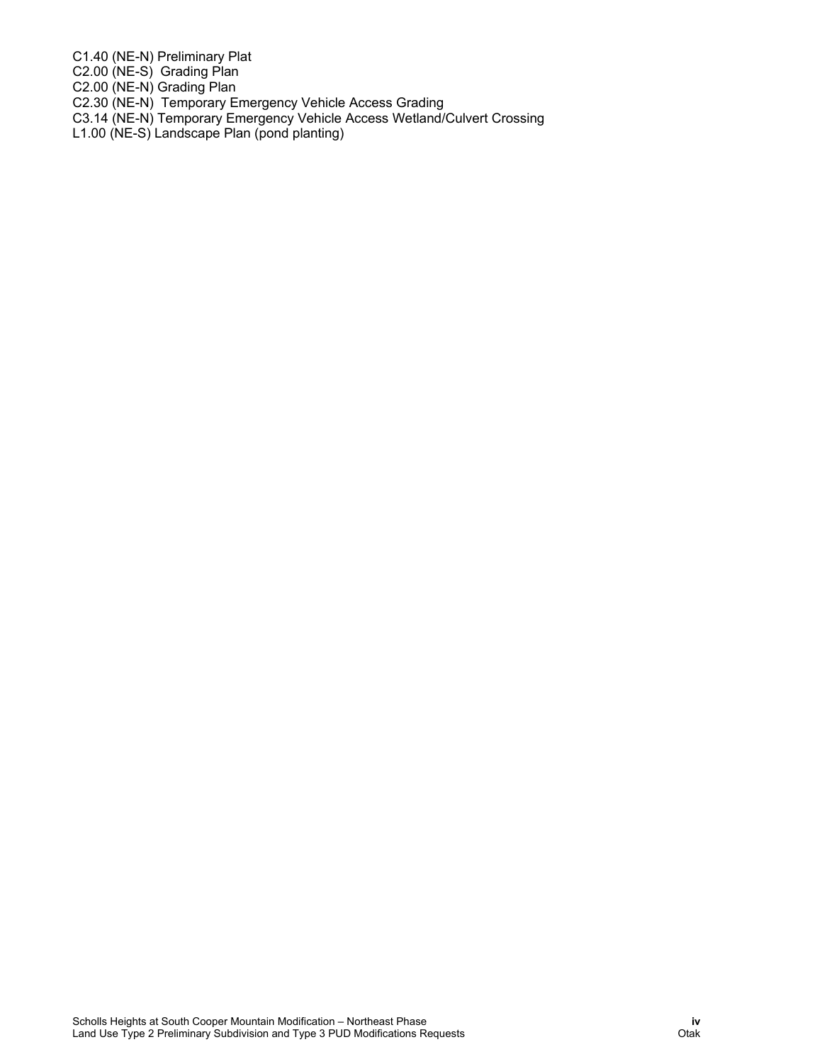C1.40 (NE-N) Preliminary Plat
C2.00 (NE-S) Grading Plan
C2.00 (NE-N) Grading Plan
C2.30 (NE-N) Temporary Emergency Vehicle Access Grading
C3.14 (NE-N) Temporary Emergency Vehicle Access Wetland/Culvert Crossing
L1.00 (NE-S) Landscape Plan (pond planting)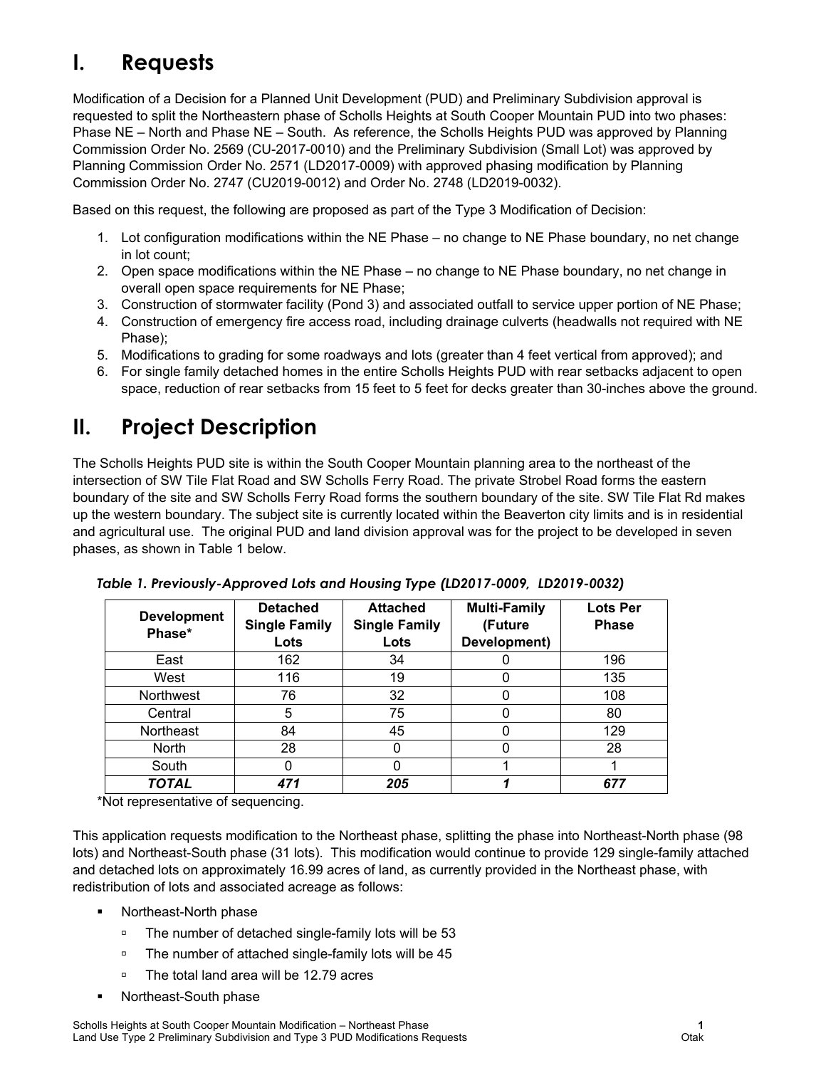# I. Requests

Modification of a Decision for a Planned Unit Development (PUD) and Preliminary Subdivision approval is requested to split the Northeastern phase of Scholls Heights at South Cooper Mountain PUD into two phases: Phase NE – North and Phase NE – South. As reference, the Scholls Heights PUD was approved by Planning Commission Order No. 2569 (CU-2017-0010) and the Preliminary Subdivision (Small Lot) was approved by Planning Commission Order No. 2571 (LD2017-0009) with approved phasing modification by Planning Commission Order No. 2747 (CU2019-0012) and Order No. 2748 (LD2019-0032).

Based on this request, the following are proposed as part of the Type 3 Modification of Decision:

1. Lot configuration modifications within the NE Phase – no change to NE Phase boundary, no net change in lot count;
2. Open space modifications within the NE Phase – no change to NE Phase boundary, no net change in overall open space requirements for NE Phase;
3. Construction of stormwater facility (Pond 3) and associated outfall to service upper portion of NE Phase;
4. Construction of emergency fire access road, including drainage culverts (headwalls not required with NE Phase);
5. Modifications to grading for some roadways and lots (greater than 4 feet vertical from approved); and
6. For single family detached homes in the entire Scholls Heights PUD with rear setbacks adjacent to open space, reduction of rear setbacks from 15 feet to 5 feet for decks greater than 30-inches above the ground.

# II. Project Description

The Scholls Heights PUD site is within the South Cooper Mountain planning area to the northeast of the intersection of SW Tile Flat Road and SW Scholls Ferry Road. The private Strobel Road forms the eastern boundary of the site and SW Scholls Ferry Road forms the southern boundary of the site. SW Tile Flat Rd makes up the western boundary. The subject site is currently located within the Beaverton city limits and is in residential and agricultural use. The original PUD and land division approval was for the project to be developed in seven phases, as shown in Table 1 below.

***Table 1. Previously-Approved Lots and Housing Type (LD2017-0009, LD2019-0032)***

| Development Phase* | Detached Single Family Lots | Attached Single Family Lots | Multi-Family (Future Development) | Lots Per Phase |
|---|---|---|---|---|
| East | 162 | 34 | 0 | 196 |
| West | 116 | 19 | 0 | 135 |
| Northwest | 76 | 32 | 0 | 108 |
| Central | 5 | 75 | 0 | 80 |
| Northeast | 84 | 45 | 0 | 129 |
| North | 28 | 0 | 0 | 28 |
| South | 0 | 0 | 1 | 1 |
| ***TOTAL*** | ***471*** | ***205*** | ***1*** | ***677*** |

*Not representative of sequencing.

This application requests modification to the Northeast phase, splitting the phase into Northeast-North phase (98 lots) and Northeast-South phase (31 lots). This modification would continue to provide 129 single-family attached and detached lots on approximately 16.99 acres of land, as currently provided in the Northeast phase, with redistribution of lots and associated acreage as follows:

- Northeast-North phase
  - The number of detached single-family lots will be 53
  - The number of attached single-family lots will be 45
  - The total land area will be 12.79 acres
- Northeast-South phase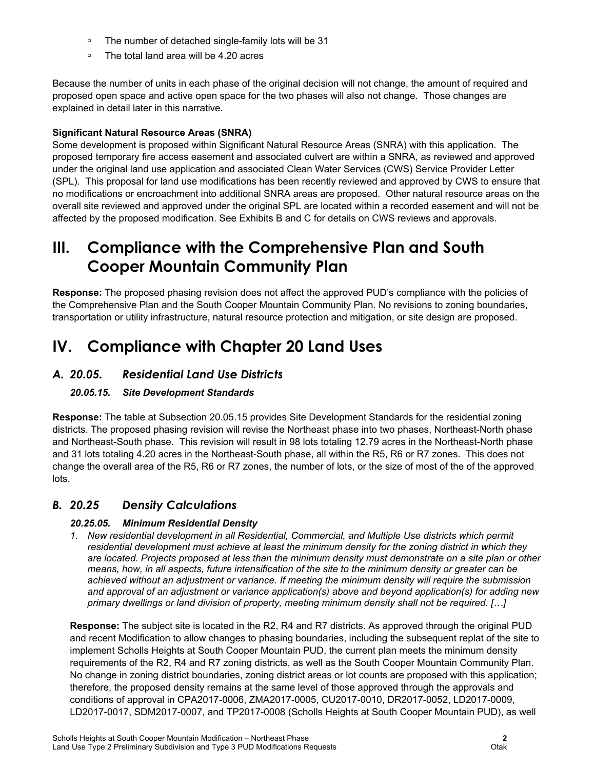- The number of detached single-family lots will be 31
- The total land area will be 4.20 acres

Because the number of units in each phase of the original decision will not change, the amount of required and proposed open space and active open space for the two phases will also not change. Those changes are explained in detail later in this narrative.

**Significant Natural Resource Areas (SNRA)**
Some development is proposed within Significant Natural Resource Areas (SNRA) with this application. The proposed temporary fire access easement and associated culvert are within a SNRA, as reviewed and approved under the original land use application and associated Clean Water Services (CWS) Service Provider Letter (SPL). This proposal for land use modifications has been recently reviewed and approved by CWS to ensure that no modifications or encroachment into additional SNRA areas are proposed. Other natural resource areas on the overall site reviewed and approved under the original SPL are located within a recorded easement and will not be affected by the proposed modification. See Exhibits B and C for details on CWS reviews and approvals.

# III. Compliance with the Comprehensive Plan and South Cooper Mountain Community Plan

**Response:** The proposed phasing revision does not affect the approved PUD's compliance with the policies of the Comprehensive Plan and the South Cooper Mountain Community Plan. No revisions to zoning boundaries, transportation or utility infrastructure, natural resource protection and mitigation, or site design are proposed.

# IV. Compliance with Chapter 20 Land Uses

## *A. 20.05. Residential Land Use Districts*

### *20.05.15. Site Development Standards*

**Response:** The table at Subsection 20.05.15 provides Site Development Standards for the residential zoning districts. The proposed phasing revision will revise the Northeast phase into two phases, Northeast-North phase and Northeast-South phase. This revision will result in 98 lots totaling 12.79 acres in the Northeast-North phase and 31 lots totaling 4.20 acres in the Northeast-South phase, all within the R5, R6 or R7 zones. This does not change the overall area of the R5, R6 or R7 zones, the number of lots, or the size of most of the of the approved lots.

## *B. 20.25 Density Calculations*

### *20.25.05. Minimum Residential Density*

1. *New residential development in all Residential, Commercial, and Multiple Use districts which permit residential development must achieve at least the minimum density for the zoning district in which they are located. Projects proposed at less than the minimum density must demonstrate on a site plan or other means, how, in all aspects, future intensification of the site to the minimum density or greater can be achieved without an adjustment or variance. If meeting the minimum density will require the submission and approval of an adjustment or variance application(s) above and beyond application(s) for adding new primary dwellings or land division of property, meeting minimum density shall not be required. […]*

**Response:** The subject site is located in the R2, R4 and R7 districts. As approved through the original PUD and recent Modification to allow changes to phasing boundaries, including the subsequent replat of the site to implement Scholls Heights at South Cooper Mountain PUD, the current plan meets the minimum density requirements of the R2, R4 and R7 zoning districts, as well as the South Cooper Mountain Community Plan. No change in zoning district boundaries, zoning district areas or lot counts are proposed with this application; therefore, the proposed density remains at the same level of those approved through the approvals and conditions of approval in CPA2017-0006, ZMA2017-0005, CU2017-0010, DR2017-0052, LD2017-0009, LD2017-0017, SDM2017-0007, and TP2017-0008 (Scholls Heights at South Cooper Mountain PUD), as well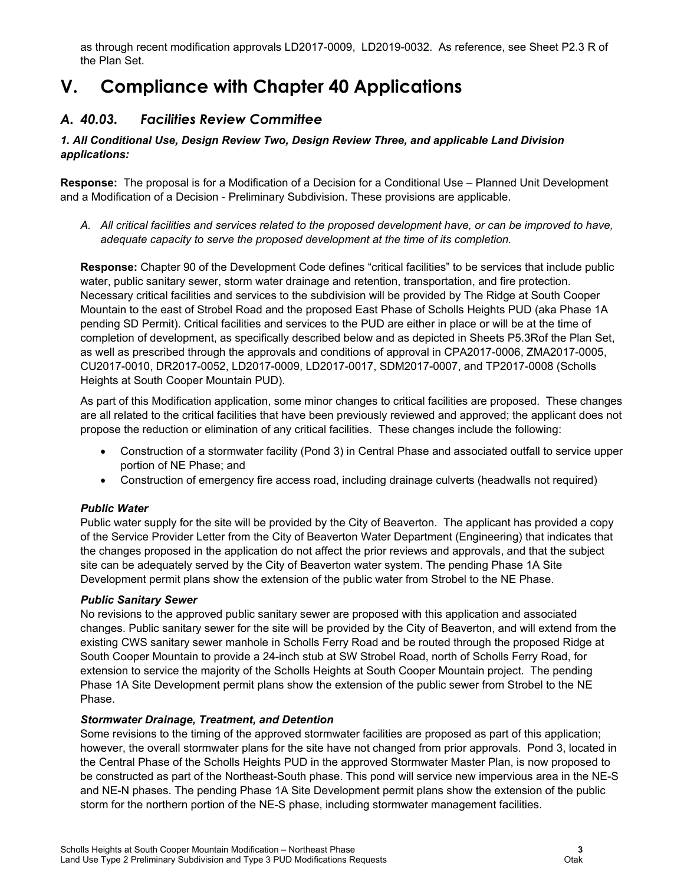as through recent modification approvals LD2017-0009, LD2019-0032. As reference, see Sheet P2.3 R of the Plan Set.

# V. Compliance with Chapter 40 Applications

## *A. 40.03. Facilities Review Committee*

***1. All Conditional Use, Design Review Two, Design Review Three, and applicable Land Division applications:***

**Response:** The proposal is for a Modification of a Decision for a Conditional Use – Planned Unit Development and a Modification of a Decision - Preliminary Subdivision. These provisions are applicable.

*A. All critical facilities and services related to the proposed development have, or can be improved to have, adequate capacity to serve the proposed development at the time of its completion.*

**Response:** Chapter 90 of the Development Code defines "critical facilities" to be services that include public water, public sanitary sewer, storm water drainage and retention, transportation, and fire protection. Necessary critical facilities and services to the subdivision will be provided by The Ridge at South Cooper Mountain to the east of Strobel Road and the proposed East Phase of Scholls Heights PUD (aka Phase 1A pending SD Permit). Critical facilities and services to the PUD are either in place or will be at the time of completion of development, as specifically described below and as depicted in Sheets P5.3Rof the Plan Set, as well as prescribed through the approvals and conditions of approval in CPA2017-0006, ZMA2017-0005, CU2017-0010, DR2017-0052, LD2017-0009, LD2017-0017, SDM2017-0007, and TP2017-0008 (Scholls Heights at South Cooper Mountain PUD).

As part of this Modification application, some minor changes to critical facilities are proposed. These changes are all related to the critical facilities that have been previously reviewed and approved; the applicant does not propose the reduction or elimination of any critical facilities. These changes include the following:

- Construction of a stormwater facility (Pond 3) in Central Phase and associated outfall to service upper portion of NE Phase; and
- Construction of emergency fire access road, including drainage culverts (headwalls not required)

***Public Water***

Public water supply for the site will be provided by the City of Beaverton. The applicant has provided a copy of the Service Provider Letter from the City of Beaverton Water Department (Engineering) that indicates that the changes proposed in the application do not affect the prior reviews and approvals, and that the subject site can be adequately served by the City of Beaverton water system. The pending Phase 1A Site Development permit plans show the extension of the public water from Strobel to the NE Phase.

***Public Sanitary Sewer***

No revisions to the approved public sanitary sewer are proposed with this application and associated changes. Public sanitary sewer for the site will be provided by the City of Beaverton, and will extend from the existing CWS sanitary sewer manhole in Scholls Ferry Road and be routed through the proposed Ridge at South Cooper Mountain to provide a 24-inch stub at SW Strobel Road, north of Scholls Ferry Road, for extension to service the majority of the Scholls Heights at South Cooper Mountain project. The pending Phase 1A Site Development permit plans show the extension of the public sewer from Strobel to the NE Phase.

***Stormwater Drainage, Treatment, and Detention***

Some revisions to the timing of the approved stormwater facilities are proposed as part of this application; however, the overall stormwater plans for the site have not changed from prior approvals. Pond 3, located in the Central Phase of the Scholls Heights PUD in the approved Stormwater Master Plan, is now proposed to be constructed as part of the Northeast-South phase. This pond will service new impervious area in the NE-S and NE-N phases. The pending Phase 1A Site Development permit plans show the extension of the public storm for the northern portion of the NE-S phase, including stormwater management facilities.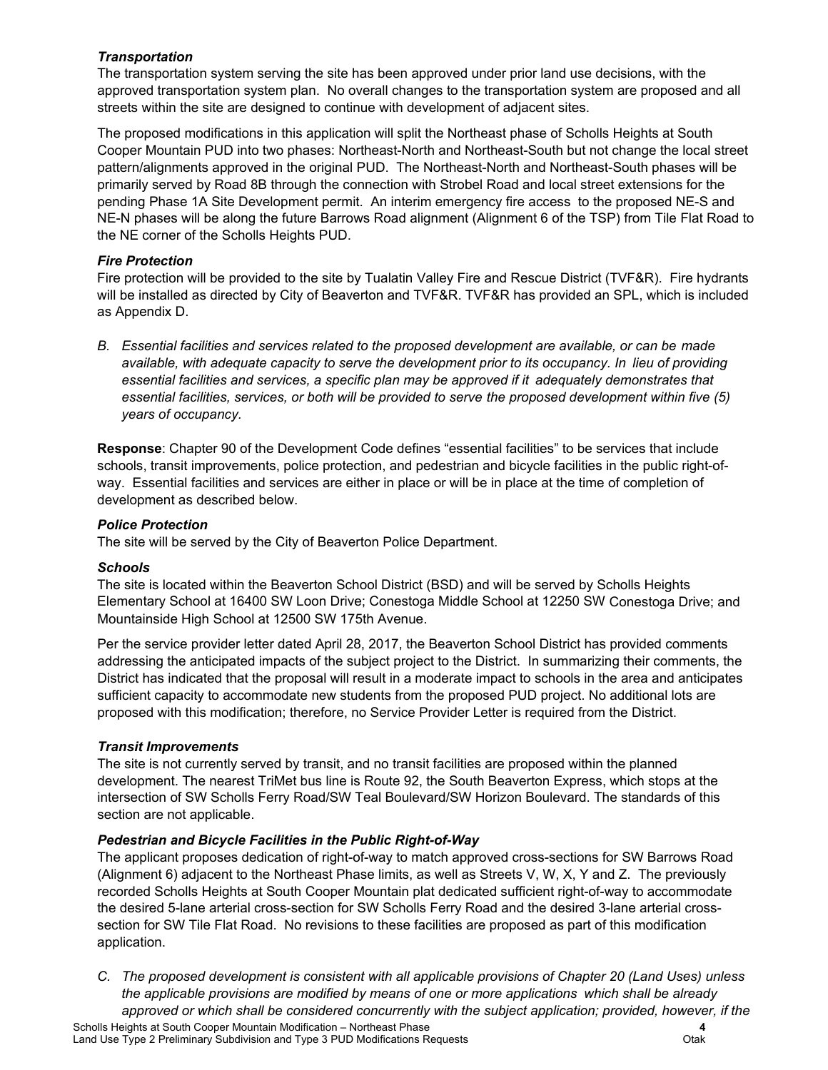***Transportation***

The transportation system serving the site has been approved under prior land use decisions, with the approved transportation system plan. No overall changes to the transportation system are proposed and all streets within the site are designed to continue with development of adjacent sites.

The proposed modifications in this application will split the Northeast phase of Scholls Heights at South Cooper Mountain PUD into two phases: Northeast-North and Northeast-South but not change the local street pattern/alignments approved in the original PUD. The Northeast-North and Northeast-South phases will be primarily served by Road 8B through the connection with Strobel Road and local street extensions for the pending Phase 1A Site Development permit. An interim emergency fire access to the proposed NE-S and NE-N phases will be along the future Barrows Road alignment (Alignment 6 of the TSP) from Tile Flat Road to the NE corner of the Scholls Heights PUD.

***Fire Protection***

Fire protection will be provided to the site by Tualatin Valley Fire and Rescue District (TVF&R). Fire hydrants will be installed as directed by City of Beaverton and TVF&R. TVF&R has provided an SPL, which is included as Appendix D.

*B. Essential facilities and services related to the proposed development are available, or can be made available, with adequate capacity to serve the development prior to its occupancy. In lieu of providing essential facilities and services, a specific plan may be approved if it adequately demonstrates that essential facilities, services, or both will be provided to serve the proposed development within five (5) years of occupancy.*

**Response**: Chapter 90 of the Development Code defines "essential facilities" to be services that include schools, transit improvements, police protection, and pedestrian and bicycle facilities in the public right-of-way. Essential facilities and services are either in place or will be in place at the time of completion of development as described below.

***Police Protection***

The site will be served by the City of Beaverton Police Department.

***Schools***

The site is located within the Beaverton School District (BSD) and will be served by Scholls Heights Elementary School at 16400 SW Loon Drive; Conestoga Middle School at 12250 SW Conestoga Drive; and Mountainside High School at 12500 SW 175th Avenue.

Per the service provider letter dated April 28, 2017, the Beaverton School District has provided comments addressing the anticipated impacts of the subject project to the District. In summarizing their comments, the District has indicated that the proposal will result in a moderate impact to schools in the area and anticipates sufficient capacity to accommodate new students from the proposed PUD project. No additional lots are proposed with this modification; therefore, no Service Provider Letter is required from the District.

***Transit Improvements***

The site is not currently served by transit, and no transit facilities are proposed within the planned development. The nearest TriMet bus line is Route 92, the South Beaverton Express, which stops at the intersection of SW Scholls Ferry Road/SW Teal Boulevard/SW Horizon Boulevard. The standards of this section are not applicable.

***Pedestrian and Bicycle Facilities in the Public Right-of-Way***

The applicant proposes dedication of right-of-way to match approved cross-sections for SW Barrows Road (Alignment 6) adjacent to the Northeast Phase limits, as well as Streets V, W, X, Y and Z. The previously recorded Scholls Heights at South Cooper Mountain plat dedicated sufficient right-of-way to accommodate the desired 5-lane arterial cross-section for SW Scholls Ferry Road and the desired 3-lane arterial cross-section for SW Tile Flat Road. No revisions to these facilities are proposed as part of this modification application.

*C. The proposed development is consistent with all applicable provisions of Chapter 20 (Land Uses) unless the applicable provisions are modified by means of one or more applications which shall be already approved or which shall be considered concurrently with the subject application; provided, however, if the*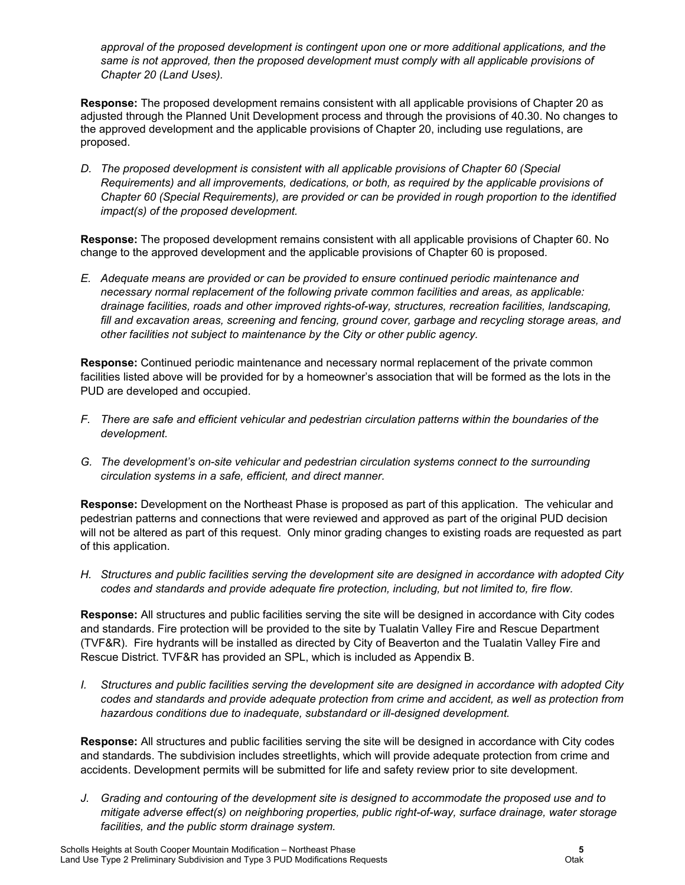*approval of the proposed development is contingent upon one or more additional applications, and the same is not approved, then the proposed development must comply with all applicable provisions of Chapter 20 (Land Uses).*

**Response:** The proposed development remains consistent with all applicable provisions of Chapter 20 as adjusted through the Planned Unit Development process and through the provisions of 40.30. No changes to the approved development and the applicable provisions of Chapter 20, including use regulations, are proposed.

*D. The proposed development is consistent with all applicable provisions of Chapter 60 (Special Requirements) and all improvements, dedications, or both, as required by the applicable provisions of Chapter 60 (Special Requirements), are provided or can be provided in rough proportion to the identified impact(s) of the proposed development.*

**Response:** The proposed development remains consistent with all applicable provisions of Chapter 60. No change to the approved development and the applicable provisions of Chapter 60 is proposed.

*E. Adequate means are provided or can be provided to ensure continued periodic maintenance and necessary normal replacement of the following private common facilities and areas, as applicable: drainage facilities, roads and other improved rights-of-way, structures, recreation facilities, landscaping, fill and excavation areas, screening and fencing, ground cover, garbage and recycling storage areas, and other facilities not subject to maintenance by the City or other public agency.*

**Response:** Continued periodic maintenance and necessary normal replacement of the private common facilities listed above will be provided for by a homeowner's association that will be formed as the lots in the PUD are developed and occupied.

*F. There are safe and efficient vehicular and pedestrian circulation patterns within the boundaries of the development.*

*G. The development's on-site vehicular and pedestrian circulation systems connect to the surrounding circulation systems in a safe, efficient, and direct manner.*

**Response:** Development on the Northeast Phase is proposed as part of this application. The vehicular and pedestrian patterns and connections that were reviewed and approved as part of the original PUD decision will not be altered as part of this request. Only minor grading changes to existing roads are requested as part of this application.

*H. Structures and public facilities serving the development site are designed in accordance with adopted City codes and standards and provide adequate fire protection, including, but not limited to, fire flow.*

**Response:** All structures and public facilities serving the site will be designed in accordance with City codes and standards. Fire protection will be provided to the site by Tualatin Valley Fire and Rescue Department (TVF&R). Fire hydrants will be installed as directed by City of Beaverton and the Tualatin Valley Fire and Rescue District. TVF&R has provided an SPL, which is included as Appendix B.

*I. Structures and public facilities serving the development site are designed in accordance with adopted City codes and standards and provide adequate protection from crime and accident, as well as protection from hazardous conditions due to inadequate, substandard or ill-designed development.*

**Response:** All structures and public facilities serving the site will be designed in accordance with City codes and standards. The subdivision includes streetlights, which will provide adequate protection from crime and accidents. Development permits will be submitted for life and safety review prior to site development.

*J. Grading and contouring of the development site is designed to accommodate the proposed use and to mitigate adverse effect(s) on neighboring properties, public right-of-way, surface drainage, water storage facilities, and the public storm drainage system.*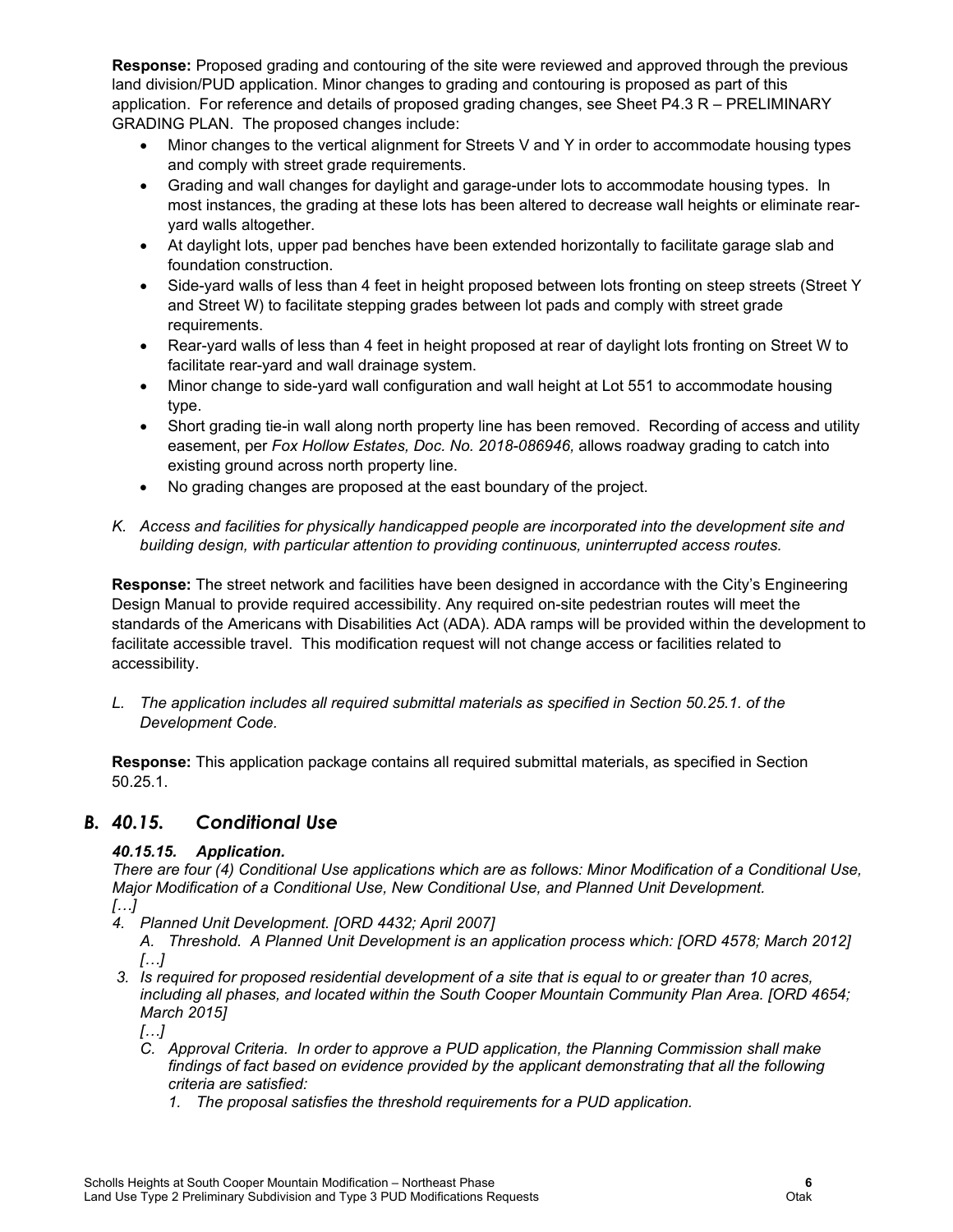**Response:** Proposed grading and contouring of the site were reviewed and approved through the previous land division/PUD application. Minor changes to grading and contouring is proposed as part of this application. For reference and details of proposed grading changes, see Sheet P4.3 R – PRELIMINARY GRADING PLAN. The proposed changes include:

- Minor changes to the vertical alignment for Streets V and Y in order to accommodate housing types and comply with street grade requirements.
- Grading and wall changes for daylight and garage-under lots to accommodate housing types. In most instances, the grading at these lots has been altered to decrease wall heights or eliminate rear-yard walls altogether.
- At daylight lots, upper pad benches have been extended horizontally to facilitate garage slab and foundation construction.
- Side-yard walls of less than 4 feet in height proposed between lots fronting on steep streets (Street Y and Street W) to facilitate stepping grades between lot pads and comply with street grade requirements.
- Rear-yard walls of less than 4 feet in height proposed at rear of daylight lots fronting on Street W to facilitate rear-yard and wall drainage system.
- Minor change to side-yard wall configuration and wall height at Lot 551 to accommodate housing type.
- Short grading tie-in wall along north property line has been removed. Recording of access and utility easement, per *Fox Hollow Estates, Doc. No. 2018-086946,* allows roadway grading to catch into existing ground across north property line.
- No grading changes are proposed at the east boundary of the project.

*K. Access and facilities for physically handicapped people are incorporated into the development site and building design, with particular attention to providing continuous, uninterrupted access routes.*

**Response:** The street network and facilities have been designed in accordance with the City's Engineering Design Manual to provide required accessibility. Any required on-site pedestrian routes will meet the standards of the Americans with Disabilities Act (ADA). ADA ramps will be provided within the development to facilitate accessible travel. This modification request will not change access or facilities related to accessibility.

*L. The application includes all required submittal materials as specified in Section 50.25.1. of the Development Code.*

**Response:** This application package contains all required submittal materials, as specified in Section 50.25.1.

## *B. 40.15. Conditional Use*

### *40.15.15. Application.*

*There are four (4) Conditional Use applications which are as follows: Minor Modification of a Conditional Use, Major Modification of a Conditional Use, New Conditional Use, and Planned Unit Development.*
*[…]*

*4. Planned Unit Development. [ORD 4432; April 2007]*
   *A. Threshold. A Planned Unit Development is an application process which: [ORD 4578; March 2012]*
   *[…]*

*3. Is required for proposed residential development of a site that is equal to or greater than 10 acres, including all phases, and located within the South Cooper Mountain Community Plan Area. [ORD 4654; March 2015]*
   *[…]*
   *C. Approval Criteria. In order to approve a PUD application, the Planning Commission shall make findings of fact based on evidence provided by the applicant demonstrating that all the following criteria are satisfied:*
      *1. The proposal satisfies the threshold requirements for a PUD application.*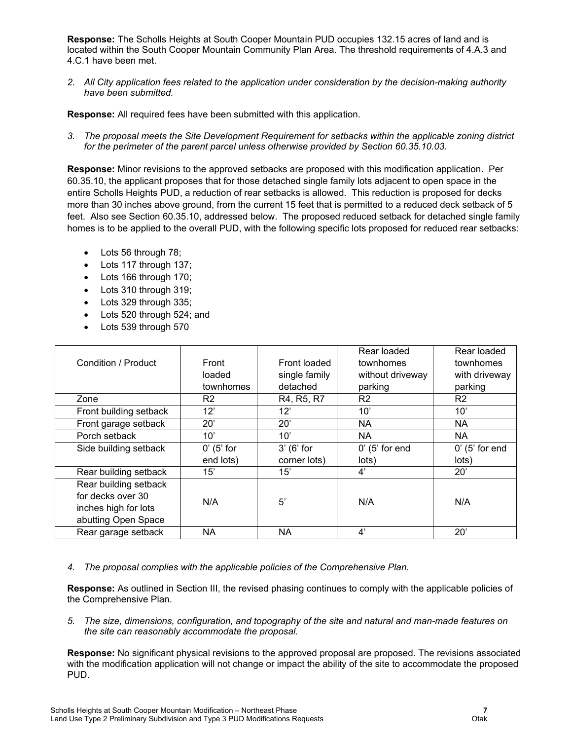**Response:** The Scholls Heights at South Cooper Mountain PUD occupies 132.15 acres of land and is located within the South Cooper Mountain Community Plan Area. The threshold requirements of 4.A.3 and 4.C.1 have been met.

2. *All City application fees related to the application under consideration by the decision-making authority have been submitted.*

**Response:** All required fees have been submitted with this application.

3. *The proposal meets the Site Development Requirement for setbacks within the applicable zoning district for the perimeter of the parent parcel unless otherwise provided by Section 60.35.10.03.*

**Response:** Minor revisions to the approved setbacks are proposed with this modification application. Per 60.35.10, the applicant proposes that for those detached single family lots adjacent to open space in the entire Scholls Heights PUD, a reduction of rear setbacks is allowed. This reduction is proposed for decks more than 30 inches above ground, from the current 15 feet that is permitted to a reduced deck setback of 5 feet. Also see Section 60.35.10, addressed below. The proposed reduced setback for detached single family homes is to be applied to the overall PUD, with the following specific lots proposed for reduced rear setbacks:

- Lots 56 through 78;
- Lots 117 through 137;
- Lots 166 through 170;
- Lots 310 through 319;
- Lots 329 through 335;
- Lots 520 through 524; and
- Lots 539 through 570

| Condition / Product | Front loaded townhomes | Front loaded single family detached | Rear loaded townhomes without driveway parking | Rear loaded townhomes with driveway parking |
|---|---|---|---|---|
| Zone | R2 | R4, R5, R7 | R2 | R2 |
| Front building setback | 12' | 12' | 10' | 10' |
| Front garage setback | 20' | 20' | NA | NA |
| Porch setback | 10' | 10' | NA | NA |
| Side building setback | 0' (5' for end lots) | 3' (6' for corner lots) | 0' (5' for end lots) | 0' (5' for end lots) |
| Rear building setback | 15' | 15' | 4' | 20' |
| Rear building setback for decks over 30 inches high for lots abutting Open Space | N/A | 5' | N/A | N/A |
| Rear garage setback | NA | NA | 4' | 20' |

4. *The proposal complies with the applicable policies of the Comprehensive Plan.*

**Response:** As outlined in Section III, the revised phasing continues to comply with the applicable policies of the Comprehensive Plan.

5. *The size, dimensions, configuration, and topography of the site and natural and man-made features on the site can reasonably accommodate the proposal.*

**Response:** No significant physical revisions to the approved proposal are proposed. The revisions associated with the modification application will not change or impact the ability of the site to accommodate the proposed PUD.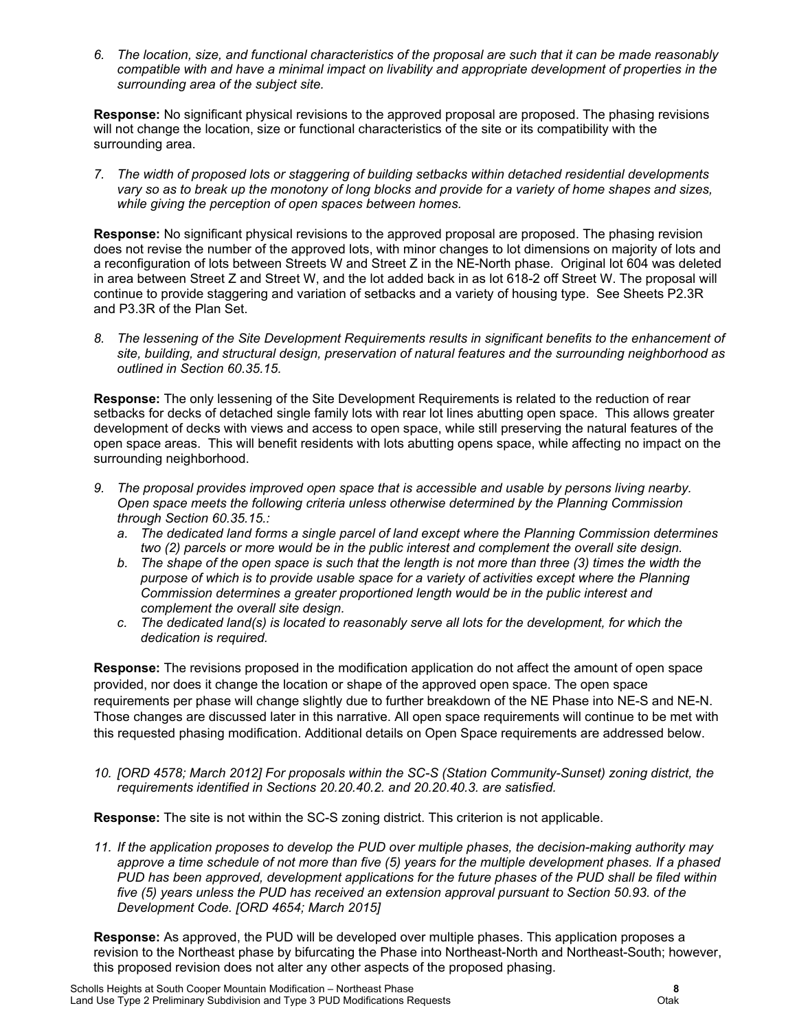*6. The location, size, and functional characteristics of the proposal are such that it can be made reasonably compatible with and have a minimal impact on livability and appropriate development of properties in the surrounding area of the subject site.*

**Response:** No significant physical revisions to the approved proposal are proposed. The phasing revisions will not change the location, size or functional characteristics of the site or its compatibility with the surrounding area.

*7. The width of proposed lots or staggering of building setbacks within detached residential developments vary so as to break up the monotony of long blocks and provide for a variety of home shapes and sizes, while giving the perception of open spaces between homes.*

**Response:** No significant physical revisions to the approved proposal are proposed. The phasing revision does not revise the number of the approved lots, with minor changes to lot dimensions on majority of lots and a reconfiguration of lots between Streets W and Street Z in the NE-North phase. Original lot 604 was deleted in area between Street Z and Street W, and the lot added back in as lot 618-2 off Street W. The proposal will continue to provide staggering and variation of setbacks and a variety of housing type. See Sheets P2.3R and P3.3R of the Plan Set.

*8. The lessening of the Site Development Requirements results in significant benefits to the enhancement of site, building, and structural design, preservation of natural features and the surrounding neighborhood as outlined in Section 60.35.15.*

**Response:** The only lessening of the Site Development Requirements is related to the reduction of rear setbacks for decks of detached single family lots with rear lot lines abutting open space. This allows greater development of decks with views and access to open space, while still preserving the natural features of the open space areas. This will benefit residents with lots abutting opens space, while affecting no impact on the surrounding neighborhood.

*9. The proposal provides improved open space that is accessible and usable by persons living nearby. Open space meets the following criteria unless otherwise determined by the Planning Commission through Section 60.35.15.:*
   - *a. The dedicated land forms a single parcel of land except where the Planning Commission determines two (2) parcels or more would be in the public interest and complement the overall site design.*
   - *b. The shape of the open space is such that the length is not more than three (3) times the width the purpose of which is to provide usable space for a variety of activities except where the Planning Commission determines a greater proportioned length would be in the public interest and complement the overall site design.*
   - *c. The dedicated land(s) is located to reasonably serve all lots for the development, for which the dedication is required.*

**Response:** The revisions proposed in the modification application do not affect the amount of open space provided, nor does it change the location or shape of the approved open space. The open space requirements per phase will change slightly due to further breakdown of the NE Phase into NE-S and NE-N. Those changes are discussed later in this narrative. All open space requirements will continue to be met with this requested phasing modification. Additional details on Open Space requirements are addressed below.

*10. [ORD 4578; March 2012] For proposals within the SC-S (Station Community-Sunset) zoning district, the requirements identified in Sections 20.20.40.2. and 20.20.40.3. are satisfied.*

**Response:** The site is not within the SC-S zoning district. This criterion is not applicable.

*11. If the application proposes to develop the PUD over multiple phases, the decision-making authority may approve a time schedule of not more than five (5) years for the multiple development phases. If a phased PUD has been approved, development applications for the future phases of the PUD shall be filed within five (5) years unless the PUD has received an extension approval pursuant to Section 50.93. of the Development Code. [ORD 4654; March 2015]*

**Response:** As approved, the PUD will be developed over multiple phases. This application proposes a revision to the Northeast phase by bifurcating the Phase into Northeast-North and Northeast-South; however, this proposed revision does not alter any other aspects of the proposed phasing.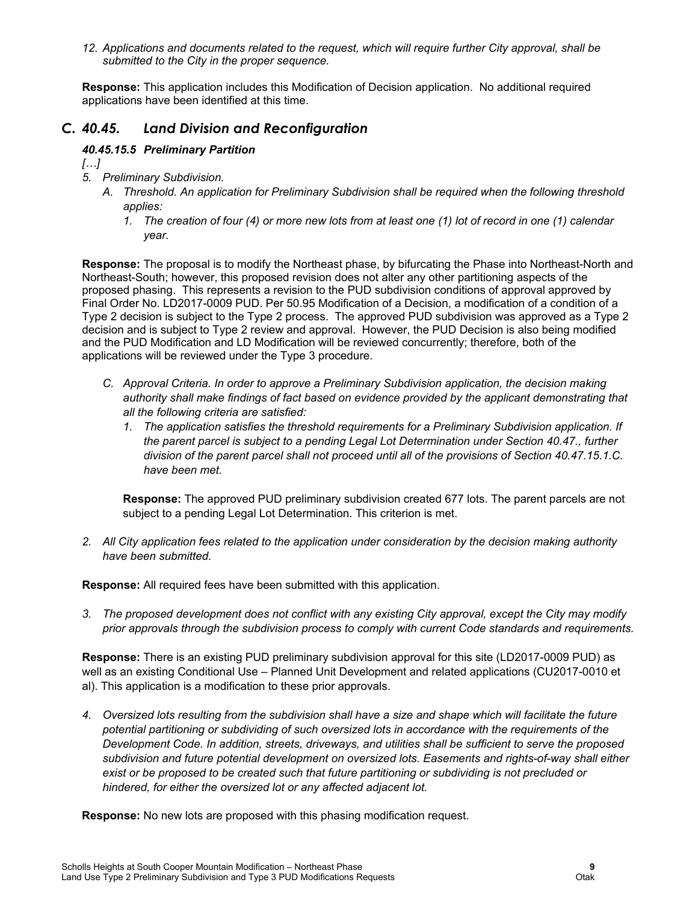*12. Applications and documents related to the request, which will require further City approval, shall be submitted to the City in the proper sequence.*

**Response:** This application includes this Modification of Decision application. No additional required applications have been identified at this time.

## *C. 40.45. Land Division and Reconfiguration*

### *40.45.15.5 Preliminary Partition*

*[…]*

*5. Preliminary Subdivision.*

*A. Threshold. An application for Preliminary Subdivision shall be required when the following threshold applies:*

*1. The creation of four (4) or more new lots from at least one (1) lot of record in one (1) calendar year.*

**Response:** The proposal is to modify the Northeast phase, by bifurcating the Phase into Northeast-North and Northeast-South; however, this proposed revision does not alter any other partitioning aspects of the proposed phasing. This represents a revision to the PUD subdivision conditions of approval approved by Final Order No. LD2017-0009 PUD. Per 50.95 Modification of a Decision, a modification of a condition of a Type 2 decision is subject to the Type 2 process. The approved PUD subdivision was approved as a Type 2 decision and is subject to Type 2 review and approval. However, the PUD Decision is also being modified and the PUD Modification and LD Modification will be reviewed concurrently; therefore, both of the applications will be reviewed under the Type 3 procedure.

*C. Approval Criteria. In order to approve a Preliminary Subdivision application, the decision making authority shall make findings of fact based on evidence provided by the applicant demonstrating that all the following criteria are satisfied:*

*1. The application satisfies the threshold requirements for a Preliminary Subdivision application. If the parent parcel is subject to a pending Legal Lot Determination under Section 40.47., further division of the parent parcel shall not proceed until all of the provisions of Section 40.47.15.1.C. have been met.*

**Response:** The approved PUD preliminary subdivision created 677 lots. The parent parcels are not subject to a pending Legal Lot Determination. This criterion is met.

*2. All City application fees related to the application under consideration by the decision making authority have been submitted.*

**Response:** All required fees have been submitted with this application.

*3. The proposed development does not conflict with any existing City approval, except the City may modify prior approvals through the subdivision process to comply with current Code standards and requirements.*

**Response:** There is an existing PUD preliminary subdivision approval for this site (LD2017-0009 PUD) as well as an existing Conditional Use – Planned Unit Development and related applications (CU2017-0010 et al). This application is a modification to these prior approvals.

*4. Oversized lots resulting from the subdivision shall have a size and shape which will facilitate the future potential partitioning or subdividing of such oversized lots in accordance with the requirements of the Development Code. In addition, streets, driveways, and utilities shall be sufficient to serve the proposed subdivision and future potential development on oversized lots. Easements and rights-of-way shall either exist or be proposed to be created such that future partitioning or subdividing is not precluded or hindered, for either the oversized lot or any affected adjacent lot.*

**Response:** No new lots are proposed with this phasing modification request.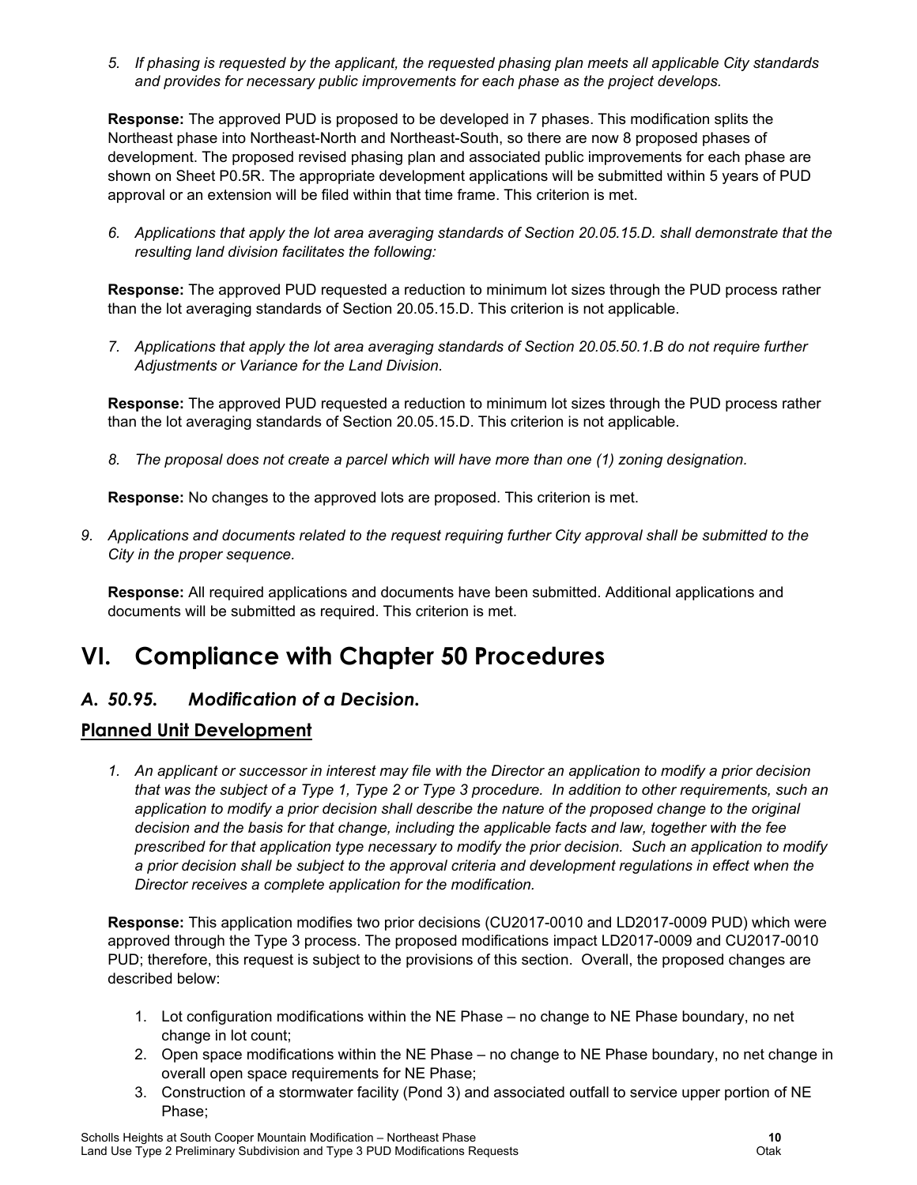5. *If phasing is requested by the applicant, the requested phasing plan meets all applicable City standards and provides for necessary public improvements for each phase as the project develops.*

   **Response:** The approved PUD is proposed to be developed in 7 phases. This modification splits the Northeast phase into Northeast-North and Northeast-South, so there are now 8 proposed phases of development. The proposed revised phasing plan and associated public improvements for each phase are shown on Sheet P0.5R. The appropriate development applications will be submitted within 5 years of PUD approval or an extension will be filed within that time frame. This criterion is met.

6. *Applications that apply the lot area averaging standards of Section 20.05.15.D. shall demonstrate that the resulting land division facilitates the following:*

   **Response:** The approved PUD requested a reduction to minimum lot sizes through the PUD process rather than the lot averaging standards of Section 20.05.15.D. This criterion is not applicable.

7. *Applications that apply the lot area averaging standards of Section 20.05.50.1.B do not require further Adjustments or Variance for the Land Division.*

   **Response:** The approved PUD requested a reduction to minimum lot sizes through the PUD process rather than the lot averaging standards of Section 20.05.15.D. This criterion is not applicable.

8. *The proposal does not create a parcel which will have more than one (1) zoning designation.*

   **Response:** No changes to the approved lots are proposed. This criterion is met.

9. *Applications and documents related to the request requiring further City approval shall be submitted to the City in the proper sequence.*

   **Response:** All required applications and documents have been submitted. Additional applications and documents will be submitted as required. This criterion is met.

# VI. Compliance with Chapter 50 Procedures

## *A. 50.95. Modification of a Decision.*

### Planned Unit Development

1. *An applicant or successor in interest may file with the Director an application to modify a prior decision that was the subject of a Type 1, Type 2 or Type 3 procedure. In addition to other requirements, such an application to modify a prior decision shall describe the nature of the proposed change to the original decision and the basis for that change, including the applicable facts and law, together with the fee prescribed for that application type necessary to modify the prior decision. Such an application to modify a prior decision shall be subject to the approval criteria and development regulations in effect when the Director receives a complete application for the modification.*

   **Response:** This application modifies two prior decisions (CU2017-0010 and LD2017-0009 PUD) which were approved through the Type 3 process. The proposed modifications impact LD2017-0009 and CU2017-0010 PUD; therefore, this request is subject to the provisions of this section. Overall, the proposed changes are described below:

   1. Lot configuration modifications within the NE Phase – no change to NE Phase boundary, no net change in lot count;
   2. Open space modifications within the NE Phase – no change to NE Phase boundary, no net change in overall open space requirements for NE Phase;
   3. Construction of a stormwater facility (Pond 3) and associated outfall to service upper portion of NE Phase;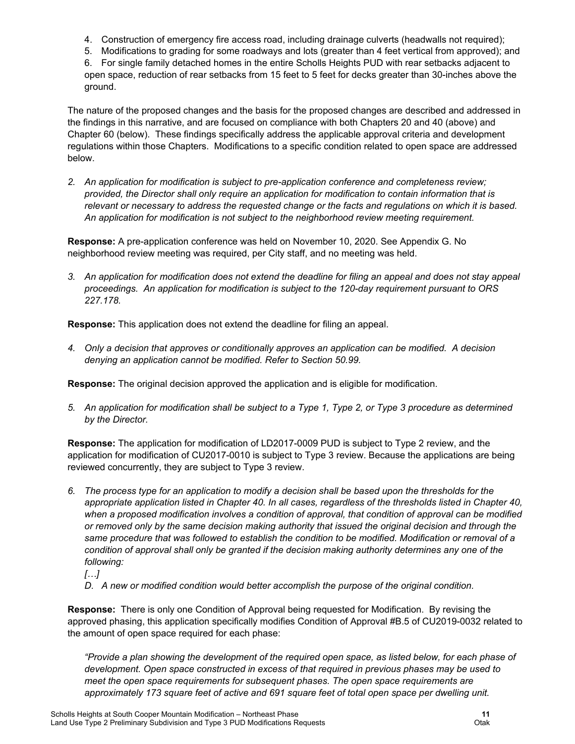4. Construction of emergency fire access road, including drainage culverts (headwalls not required);
5. Modifications to grading for some roadways and lots (greater than 4 feet vertical from approved); and
6. For single family detached homes in the entire Scholls Heights PUD with rear setbacks adjacent to open space, reduction of rear setbacks from 15 feet to 5 feet for decks greater than 30-inches above the ground.

The nature of the proposed changes and the basis for the proposed changes are described and addressed in the findings in this narrative, and are focused on compliance with both Chapters 20 and 40 (above) and Chapter 60 (below). These findings specifically address the applicable approval criteria and development regulations within those Chapters. Modifications to a specific condition related to open space are addressed below.

*2. An application for modification is subject to pre-application conference and completeness review; provided, the Director shall only require an application for modification to contain information that is relevant or necessary to address the requested change or the facts and regulations on which it is based. An application for modification is not subject to the neighborhood review meeting requirement.*

**Response:** A pre-application conference was held on November 10, 2020. See Appendix G. No neighborhood review meeting was required, per City staff, and no meeting was held.

*3. An application for modification does not extend the deadline for filing an appeal and does not stay appeal proceedings. An application for modification is subject to the 120-day requirement pursuant to ORS 227.178.*

**Response:** This application does not extend the deadline for filing an appeal.

*4. Only a decision that approves or conditionally approves an application can be modified. A decision denying an application cannot be modified. Refer to Section 50.99.*

**Response:** The original decision approved the application and is eligible for modification.

*5. An application for modification shall be subject to a Type 1, Type 2, or Type 3 procedure as determined by the Director.*

**Response:** The application for modification of LD2017-0009 PUD is subject to Type 2 review, and the application for modification of CU2017-0010 is subject to Type 3 review. Because the applications are being reviewed concurrently, they are subject to Type 3 review.

*6. The process type for an application to modify a decision shall be based upon the thresholds for the appropriate application listed in Chapter 40. In all cases, regardless of the thresholds listed in Chapter 40, when a proposed modification involves a condition of approval, that condition of approval can be modified or removed only by the same decision making authority that issued the original decision and through the same procedure that was followed to establish the condition to be modified. Modification or removal of a condition of approval shall only be granted if the decision making authority determines any one of the following:*

*[…]*

*D. A new or modified condition would better accomplish the purpose of the original condition.*

**Response:** There is only one Condition of Approval being requested for Modification. By revising the approved phasing, this application specifically modifies Condition of Approval #B.5 of CU2019-0032 related to the amount of open space required for each phase:

*"Provide a plan showing the development of the required open space, as listed below, for each phase of development. Open space constructed in excess of that required in previous phases may be used to meet the open space requirements for subsequent phases. The open space requirements are approximately 173 square feet of active and 691 square feet of total open space per dwelling unit.*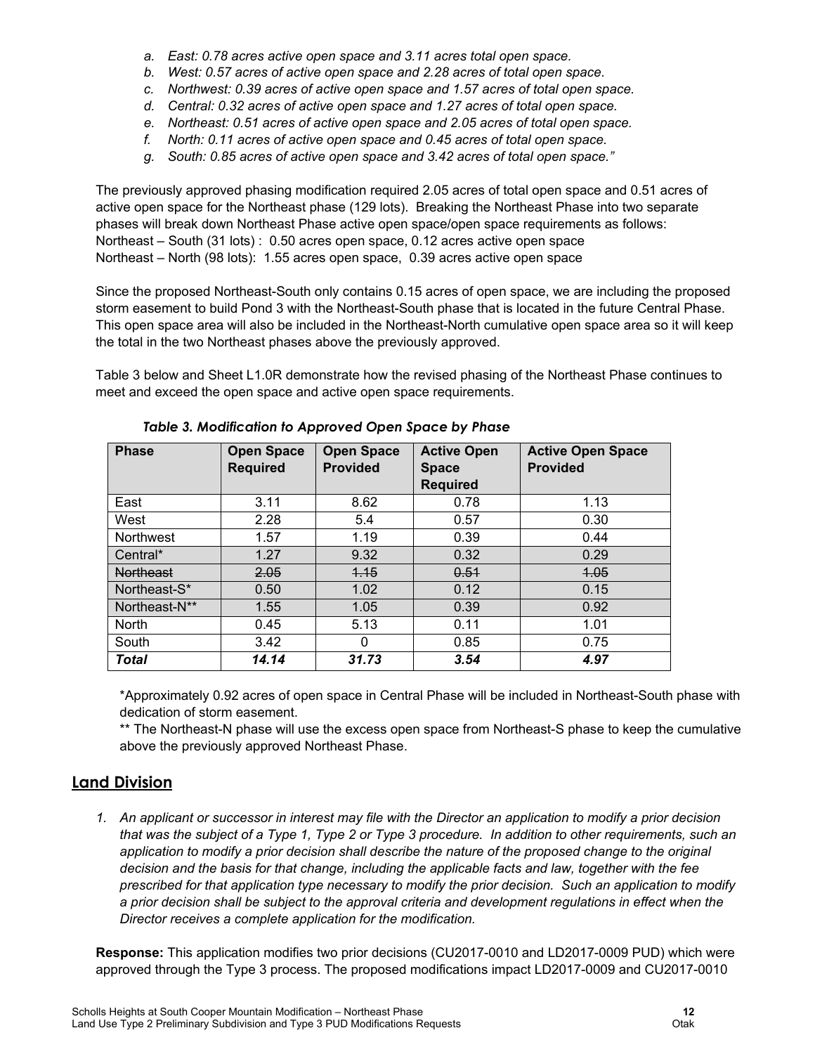*a. East: 0.78 acres active open space and 3.11 acres total open space.*
*b. West: 0.57 acres of active open space and 2.28 acres of total open space.*
*c. Northwest: 0.39 acres of active open space and 1.57 acres of total open space.*
*d. Central: 0.32 acres of active open space and 1.27 acres of total open space.*
*e. Northeast: 0.51 acres of active open space and 2.05 acres of total open space.*
*f. North: 0.11 acres of active open space and 0.45 acres of total open space.*
*g. South: 0.85 acres of active open space and 3.42 acres of total open space."*

The previously approved phasing modification required 2.05 acres of total open space and 0.51 acres of active open space for the Northeast phase (129 lots). Breaking the Northeast Phase into two separate phases will break down Northeast Phase active open space/open space requirements as follows:
Northeast – South (31 lots) : 0.50 acres open space, 0.12 acres active open space
Northeast – North (98 lots): 1.55 acres open space, 0.39 acres active open space

Since the proposed Northeast-South only contains 0.15 acres of open space, we are including the proposed storm easement to build Pond 3 with the Northeast-South phase that is located in the future Central Phase. This open space area will also be included in the Northeast-North cumulative open space area so it will keep the total in the two Northeast phases above the previously approved.

Table 3 below and Sheet L1.0R demonstrate how the revised phasing of the Northeast Phase continues to meet and exceed the open space and active open space requirements.

***Table 3. Modification to Approved Open Space by Phase***

| Phase | Open Space Required | Open Space Provided | Active Open Space Required | Active Open Space Provided |
|---|---|---|---|---|
| East | 3.11 | 8.62 | 0.78 | 1.13 |
| West | 2.28 | 5.4 | 0.57 | 0.30 |
| Northwest | 1.57 | 1.19 | 0.39 | 0.44 |
| Central* | 1.27 | 9.32 | 0.32 | 0.29 |
| ~~Northeast~~ | ~~2.05~~ | ~~1.15~~ | ~~0.51~~ | ~~1.05~~ |
| Northeast-S* | 0.50 | 1.02 | 0.12 | 0.15 |
| Northeast-N** | 1.55 | 1.05 | 0.39 | 0.92 |
| North | 0.45 | 5.13 | 0.11 | 1.01 |
| South | 3.42 | 0 | 0.85 | 0.75 |
| ***Total*** | ***14.14*** | ***31.73*** | ***3.54*** | ***4.97*** |

*Approximately 0.92 acres of open space in Central Phase will be included in Northeast-South phase with dedication of storm easement.

** The Northeast-N phase will use the excess open space from Northeast-S phase to keep the cumulative above the previously approved Northeast Phase.

## Land Division

*1. An applicant or successor in interest may file with the Director an application to modify a prior decision that was the subject of a Type 1, Type 2 or Type 3 procedure. In addition to other requirements, such an application to modify a prior decision shall describe the nature of the proposed change to the original decision and the basis for that change, including the applicable facts and law, together with the fee prescribed for that application type necessary to modify the prior decision. Such an application to modify a prior decision shall be subject to the approval criteria and development regulations in effect when the Director receives a complete application for the modification.*

**Response:** This application modifies two prior decisions (CU2017-0010 and LD2017-0009 PUD) which were approved through the Type 3 process. The proposed modifications impact LD2017-0009 and CU2017-0010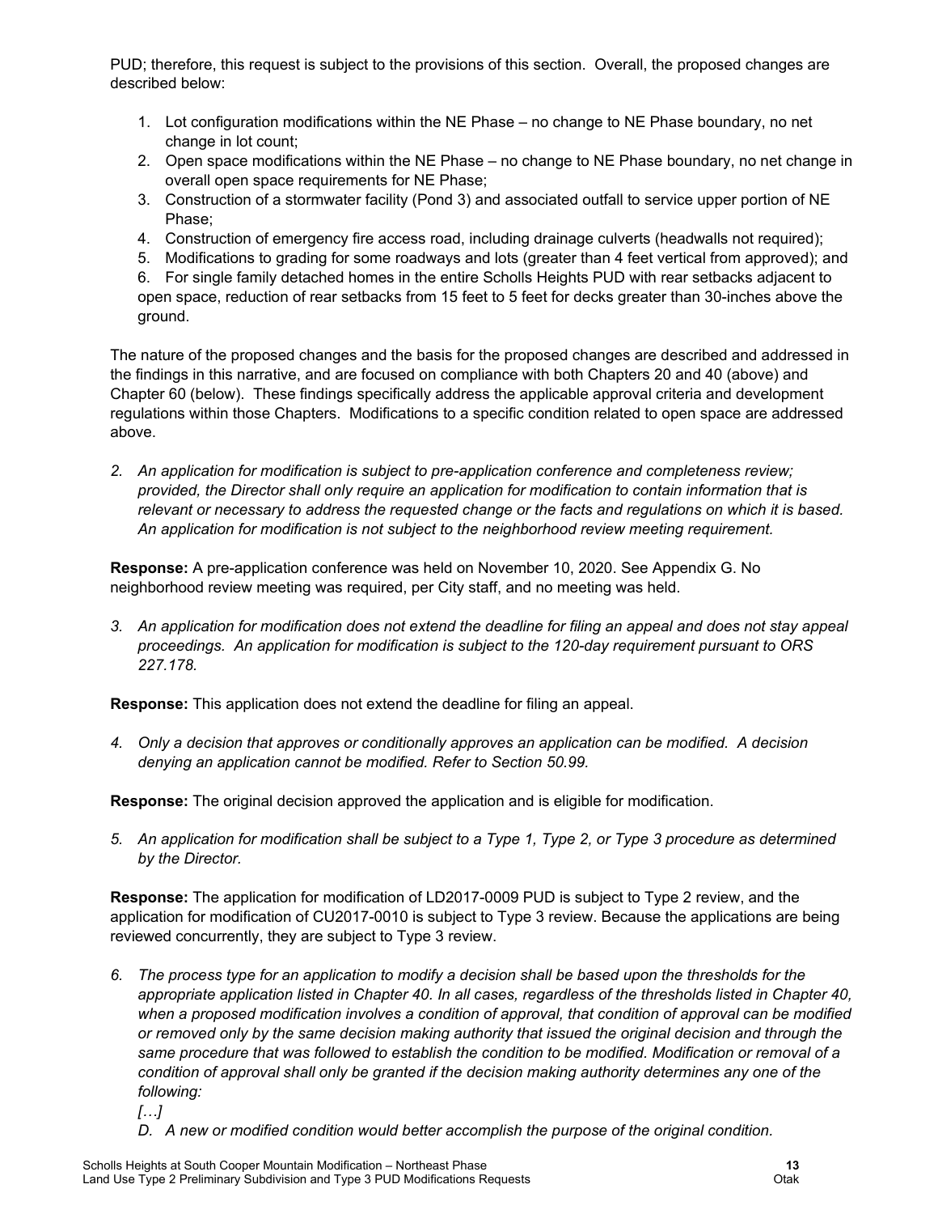PUD; therefore, this request is subject to the provisions of this section. Overall, the proposed changes are described below:

1. Lot configuration modifications within the NE Phase – no change to NE Phase boundary, no net change in lot count;
2. Open space modifications within the NE Phase – no change to NE Phase boundary, no net change in overall open space requirements for NE Phase;
3. Construction of a stormwater facility (Pond 3) and associated outfall to service upper portion of NE Phase;
4. Construction of emergency fire access road, including drainage culverts (headwalls not required);
5. Modifications to grading for some roadways and lots (greater than 4 feet vertical from approved); and
6. For single family detached homes in the entire Scholls Heights PUD with rear setbacks adjacent to open space, reduction of rear setbacks from 15 feet to 5 feet for decks greater than 30-inches above the ground.

The nature of the proposed changes and the basis for the proposed changes are described and addressed in the findings in this narrative, and are focused on compliance with both Chapters 20 and 40 (above) and Chapter 60 (below). These findings specifically address the applicable approval criteria and development regulations within those Chapters. Modifications to a specific condition related to open space are addressed above.

*2. An application for modification is subject to pre-application conference and completeness review; provided, the Director shall only require an application for modification to contain information that is relevant or necessary to address the requested change or the facts and regulations on which it is based. An application for modification is not subject to the neighborhood review meeting requirement.*

**Response:** A pre-application conference was held on November 10, 2020. See Appendix G. No neighborhood review meeting was required, per City staff, and no meeting was held.

*3. An application for modification does not extend the deadline for filing an appeal and does not stay appeal proceedings. An application for modification is subject to the 120-day requirement pursuant to ORS 227.178.*

**Response:** This application does not extend the deadline for filing an appeal.

*4. Only a decision that approves or conditionally approves an application can be modified. A decision denying an application cannot be modified. Refer to Section 50.99.*

**Response:** The original decision approved the application and is eligible for modification.

*5. An application for modification shall be subject to a Type 1, Type 2, or Type 3 procedure as determined by the Director.*

**Response:** The application for modification of LD2017-0009 PUD is subject to Type 2 review, and the application for modification of CU2017-0010 is subject to Type 3 review. Because the applications are being reviewed concurrently, they are subject to Type 3 review.

*6. The process type for an application to modify a decision shall be based upon the thresholds for the appropriate application listed in Chapter 40. In all cases, regardless of the thresholds listed in Chapter 40, when a proposed modification involves a condition of approval, that condition of approval can be modified or removed only by the same decision making authority that issued the original decision and through the same procedure that was followed to establish the condition to be modified. Modification or removal of a condition of approval shall only be granted if the decision making authority determines any one of the following:*

*[…]*

*D. A new or modified condition would better accomplish the purpose of the original condition.*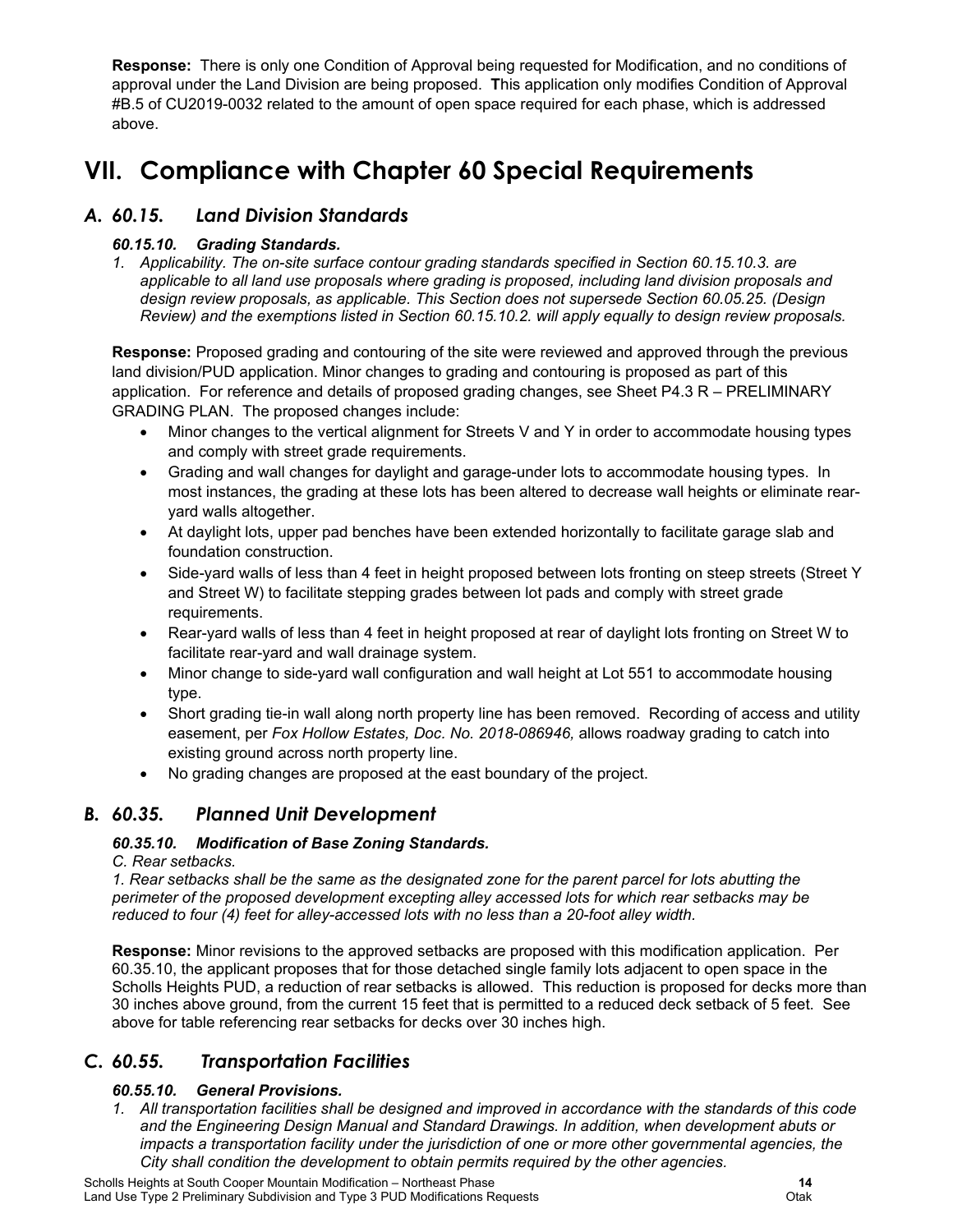**Response:** There is only one Condition of Approval being requested for Modification, and no conditions of approval under the Land Division are being proposed. **T**his application only modifies Condition of Approval #B.5 of CU2019-0032 related to the amount of open space required for each phase, which is addressed above.

# VII. Compliance with Chapter 60 Special Requirements

## *A. 60.15. Land Division Standards*

### *60.15.10. Grading Standards.*

*1. Applicability. The on-site surface contour grading standards specified in Section 60.15.10.3. are applicable to all land use proposals where grading is proposed, including land division proposals and design review proposals, as applicable. This Section does not supersede Section 60.05.25. (Design Review) and the exemptions listed in Section 60.15.10.2. will apply equally to design review proposals.*

**Response:** Proposed grading and contouring of the site were reviewed and approved through the previous land division/PUD application. Minor changes to grading and contouring is proposed as part of this application. For reference and details of proposed grading changes, see Sheet P4.3 R – PRELIMINARY GRADING PLAN. The proposed changes include:

- Minor changes to the vertical alignment for Streets V and Y in order to accommodate housing types and comply with street grade requirements.
- Grading and wall changes for daylight and garage-under lots to accommodate housing types. In most instances, the grading at these lots has been altered to decrease wall heights or eliminate rear-yard walls altogether.
- At daylight lots, upper pad benches have been extended horizontally to facilitate garage slab and foundation construction.
- Side-yard walls of less than 4 feet in height proposed between lots fronting on steep streets (Street Y and Street W) to facilitate stepping grades between lot pads and comply with street grade requirements.
- Rear-yard walls of less than 4 feet in height proposed at rear of daylight lots fronting on Street W to facilitate rear-yard and wall drainage system.
- Minor change to side-yard wall configuration and wall height at Lot 551 to accommodate housing type.
- Short grading tie-in wall along north property line has been removed. Recording of access and utility easement, per *Fox Hollow Estates, Doc. No. 2018-086946,* allows roadway grading to catch into existing ground across north property line.
- No grading changes are proposed at the east boundary of the project.

## *B. 60.35. Planned Unit Development*

### *60.35.10. Modification of Base Zoning Standards.*

*C. Rear setbacks.*

*1. Rear setbacks shall be the same as the designated zone for the parent parcel for lots abutting the perimeter of the proposed development excepting alley accessed lots for which rear setbacks may be reduced to four (4) feet for alley-accessed lots with no less than a 20-foot alley width.*

**Response:** Minor revisions to the approved setbacks are proposed with this modification application. Per 60.35.10, the applicant proposes that for those detached single family lots adjacent to open space in the Scholls Heights PUD, a reduction of rear setbacks is allowed. This reduction is proposed for decks more than 30 inches above ground, from the current 15 feet that is permitted to a reduced deck setback of 5 feet. See above for table referencing rear setbacks for decks over 30 inches high.

## *C. 60.55. Transportation Facilities*

### *60.55.10. General Provisions.*

*1. All transportation facilities shall be designed and improved in accordance with the standards of this code and the Engineering Design Manual and Standard Drawings. In addition, when development abuts or impacts a transportation facility under the jurisdiction of one or more other governmental agencies, the City shall condition the development to obtain permits required by the other agencies.*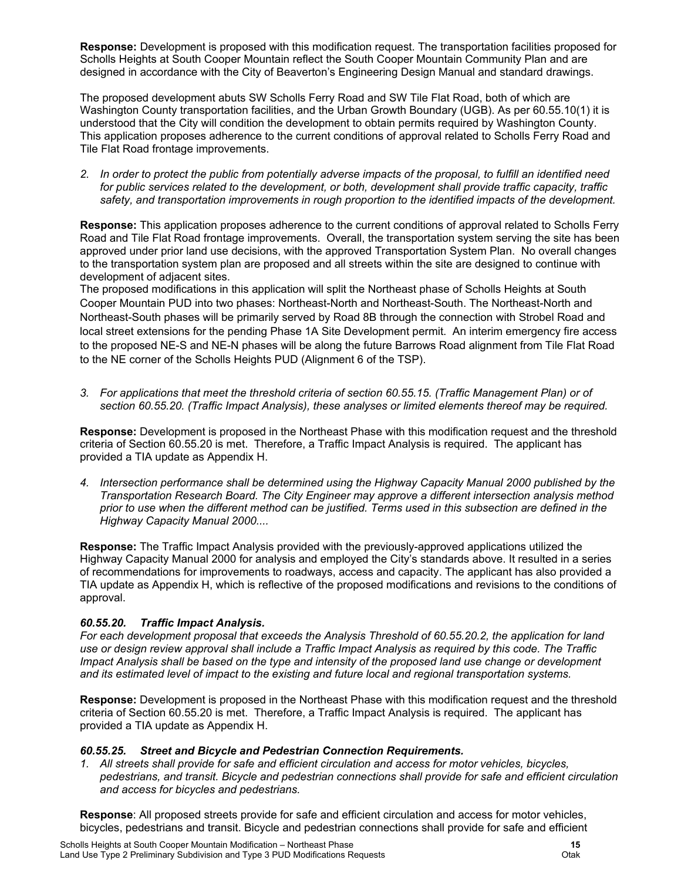**Response:** Development is proposed with this modification request. The transportation facilities proposed for Scholls Heights at South Cooper Mountain reflect the South Cooper Mountain Community Plan and are designed in accordance with the City of Beaverton's Engineering Design Manual and standard drawings.

The proposed development abuts SW Scholls Ferry Road and SW Tile Flat Road, both of which are Washington County transportation facilities, and the Urban Growth Boundary (UGB). As per 60.55.10(1) it is understood that the City will condition the development to obtain permits required by Washington County. This application proposes adherence to the current conditions of approval related to Scholls Ferry Road and Tile Flat Road frontage improvements.

2. *In order to protect the public from potentially adverse impacts of the proposal, to fulfill an identified need for public services related to the development, or both, development shall provide traffic capacity, traffic safety, and transportation improvements in rough proportion to the identified impacts of the development.*

**Response:** This application proposes adherence to the current conditions of approval related to Scholls Ferry Road and Tile Flat Road frontage improvements. Overall, the transportation system serving the site has been approved under prior land use decisions, with the approved Transportation System Plan. No overall changes to the transportation system plan are proposed and all streets within the site are designed to continue with development of adjacent sites.

The proposed modifications in this application will split the Northeast phase of Scholls Heights at South Cooper Mountain PUD into two phases: Northeast-North and Northeast-South. The Northeast-North and Northeast-South phases will be primarily served by Road 8B through the connection with Strobel Road and local street extensions for the pending Phase 1A Site Development permit. An interim emergency fire access to the proposed NE-S and NE-N phases will be along the future Barrows Road alignment from Tile Flat Road to the NE corner of the Scholls Heights PUD (Alignment 6 of the TSP).

3. *For applications that meet the threshold criteria of section 60.55.15. (Traffic Management Plan) or of section 60.55.20. (Traffic Impact Analysis), these analyses or limited elements thereof may be required.*

**Response:** Development is proposed in the Northeast Phase with this modification request and the threshold criteria of Section 60.55.20 is met. Therefore, a Traffic Impact Analysis is required. The applicant has provided a TIA update as Appendix H.

4. *Intersection performance shall be determined using the Highway Capacity Manual 2000 published by the Transportation Research Board. The City Engineer may approve a different intersection analysis method prior to use when the different method can be justified. Terms used in this subsection are defined in the Highway Capacity Manual 2000....*

**Response:** The Traffic Impact Analysis provided with the previously-approved applications utilized the Highway Capacity Manual 2000 for analysis and employed the City's standards above. It resulted in a series of recommendations for improvements to roadways, access and capacity. The applicant has also provided a TIA update as Appendix H, which is reflective of the proposed modifications and revisions to the conditions of approval.

### *60.55.20. Traffic Impact Analysis.*

*For each development proposal that exceeds the Analysis Threshold of 60.55.20.2, the application for land use or design review approval shall include a Traffic Impact Analysis as required by this code. The Traffic Impact Analysis shall be based on the type and intensity of the proposed land use change or development and its estimated level of impact to the existing and future local and regional transportation systems.*

**Response:** Development is proposed in the Northeast Phase with this modification request and the threshold criteria of Section 60.55.20 is met. Therefore, a Traffic Impact Analysis is required. The applicant has provided a TIA update as Appendix H.

### *60.55.25. Street and Bicycle and Pedestrian Connection Requirements.*

1. *All streets shall provide for safe and efficient circulation and access for motor vehicles, bicycles, pedestrians, and transit. Bicycle and pedestrian connections shall provide for safe and efficient circulation and access for bicycles and pedestrians.*

**Response**: All proposed streets provide for safe and efficient circulation and access for motor vehicles, bicycles, pedestrians and transit. Bicycle and pedestrian connections shall provide for safe and efficient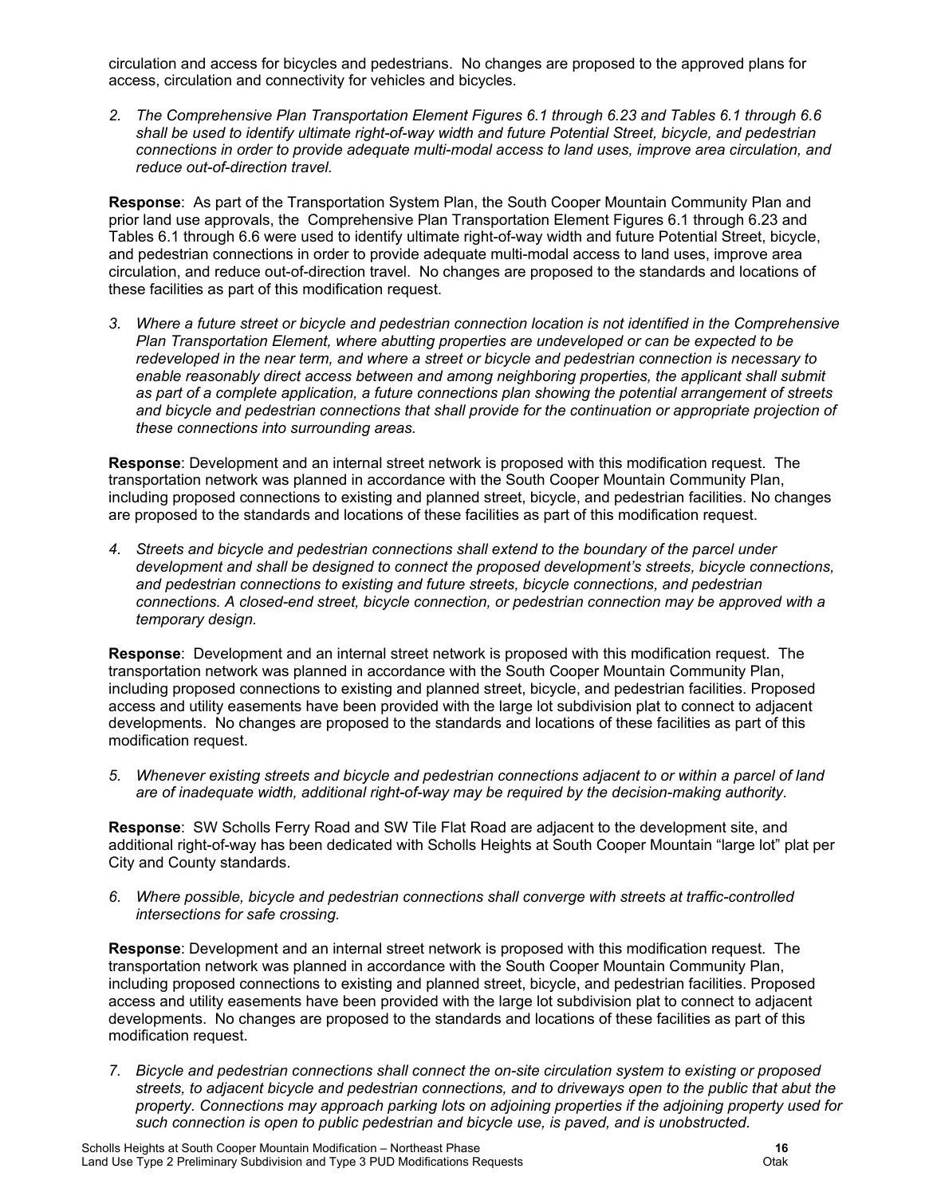circulation and access for bicycles and pedestrians. No changes are proposed to the approved plans for access, circulation and connectivity for vehicles and bicycles.

2. *The Comprehensive Plan Transportation Element Figures 6.1 through 6.23 and Tables 6.1 through 6.6 shall be used to identify ultimate right-of-way width and future Potential Street, bicycle, and pedestrian connections in order to provide adequate multi-modal access to land uses, improve area circulation, and reduce out-of-direction travel.*

**Response**: As part of the Transportation System Plan, the South Cooper Mountain Community Plan and prior land use approvals, the Comprehensive Plan Transportation Element Figures 6.1 through 6.23 and Tables 6.1 through 6.6 were used to identify ultimate right-of-way width and future Potential Street, bicycle, and pedestrian connections in order to provide adequate multi-modal access to land uses, improve area circulation, and reduce out-of-direction travel. No changes are proposed to the standards and locations of these facilities as part of this modification request.

3. *Where a future street or bicycle and pedestrian connection location is not identified in the Comprehensive Plan Transportation Element, where abutting properties are undeveloped or can be expected to be redeveloped in the near term, and where a street or bicycle and pedestrian connection is necessary to enable reasonably direct access between and among neighboring properties, the applicant shall submit as part of a complete application, a future connections plan showing the potential arrangement of streets and bicycle and pedestrian connections that shall provide for the continuation or appropriate projection of these connections into surrounding areas.*

**Response**: Development and an internal street network is proposed with this modification request. The transportation network was planned in accordance with the South Cooper Mountain Community Plan, including proposed connections to existing and planned street, bicycle, and pedestrian facilities. No changes are proposed to the standards and locations of these facilities as part of this modification request.

4. *Streets and bicycle and pedestrian connections shall extend to the boundary of the parcel under development and shall be designed to connect the proposed development's streets, bicycle connections, and pedestrian connections to existing and future streets, bicycle connections, and pedestrian connections. A closed-end street, bicycle connection, or pedestrian connection may be approved with a temporary design.*

**Response**: Development and an internal street network is proposed with this modification request. The transportation network was planned in accordance with the South Cooper Mountain Community Plan, including proposed connections to existing and planned street, bicycle, and pedestrian facilities. Proposed access and utility easements have been provided with the large lot subdivision plat to connect to adjacent developments. No changes are proposed to the standards and locations of these facilities as part of this modification request.

5. *Whenever existing streets and bicycle and pedestrian connections adjacent to or within a parcel of land are of inadequate width, additional right-of-way may be required by the decision-making authority.*

**Response**: SW Scholls Ferry Road and SW Tile Flat Road are adjacent to the development site, and additional right-of-way has been dedicated with Scholls Heights at South Cooper Mountain "large lot" plat per City and County standards.

6. *Where possible, bicycle and pedestrian connections shall converge with streets at traffic-controlled intersections for safe crossing.*

**Response**: Development and an internal street network is proposed with this modification request. The transportation network was planned in accordance with the South Cooper Mountain Community Plan, including proposed connections to existing and planned street, bicycle, and pedestrian facilities. Proposed access and utility easements have been provided with the large lot subdivision plat to connect to adjacent developments. No changes are proposed to the standards and locations of these facilities as part of this modification request.

7. *Bicycle and pedestrian connections shall connect the on-site circulation system to existing or proposed streets, to adjacent bicycle and pedestrian connections, and to driveways open to the public that abut the property. Connections may approach parking lots on adjoining properties if the adjoining property used for such connection is open to public pedestrian and bicycle use, is paved, and is unobstructed.*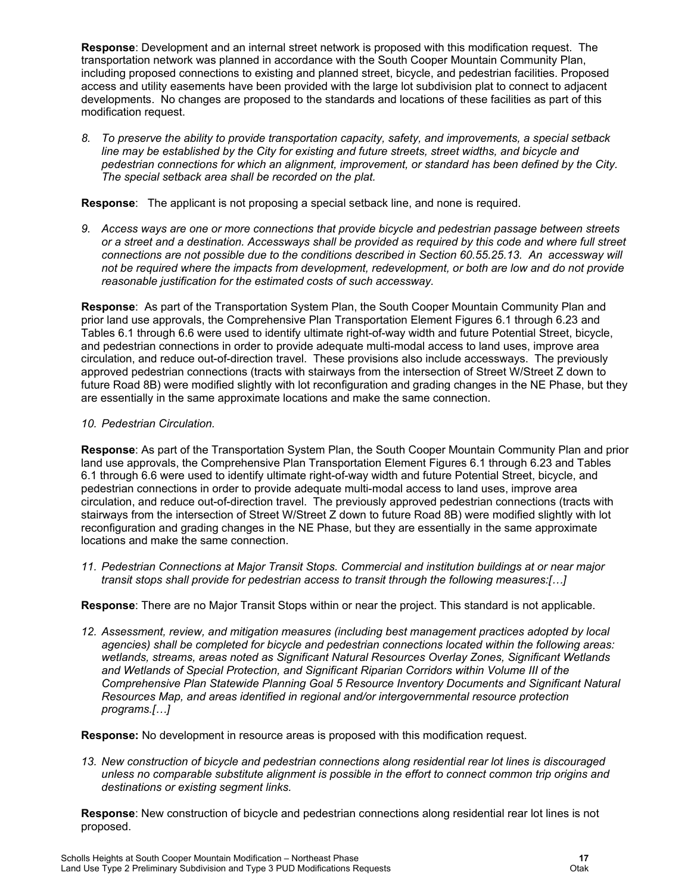**Response**: Development and an internal street network is proposed with this modification request. The transportation network was planned in accordance with the South Cooper Mountain Community Plan, including proposed connections to existing and planned street, bicycle, and pedestrian facilities. Proposed access and utility easements have been provided with the large lot subdivision plat to connect to adjacent developments. No changes are proposed to the standards and locations of these facilities as part of this modification request.

*8. To preserve the ability to provide transportation capacity, safety, and improvements, a special setback line may be established by the City for existing and future streets, street widths, and bicycle and pedestrian connections for which an alignment, improvement, or standard has been defined by the City. The special setback area shall be recorded on the plat.*

**Response**: The applicant is not proposing a special setback line, and none is required.

*9. Access ways are one or more connections that provide bicycle and pedestrian passage between streets or a street and a destination. Accessways shall be provided as required by this code and where full street connections are not possible due to the conditions described in Section 60.55.25.13. An accessway will not be required where the impacts from development, redevelopment, or both are low and do not provide reasonable justification for the estimated costs of such accessway.*

**Response**: As part of the Transportation System Plan, the South Cooper Mountain Community Plan and prior land use approvals, the Comprehensive Plan Transportation Element Figures 6.1 through 6.23 and Tables 6.1 through 6.6 were used to identify ultimate right-of-way width and future Potential Street, bicycle, and pedestrian connections in order to provide adequate multi-modal access to land uses, improve area circulation, and reduce out-of-direction travel. These provisions also include accessways. The previously approved pedestrian connections (tracts with stairways from the intersection of Street W/Street Z down to future Road 8B) were modified slightly with lot reconfiguration and grading changes in the NE Phase, but they are essentially in the same approximate locations and make the same connection.

*10. Pedestrian Circulation.*

**Response**: As part of the Transportation System Plan, the South Cooper Mountain Community Plan and prior land use approvals, the Comprehensive Plan Transportation Element Figures 6.1 through 6.23 and Tables 6.1 through 6.6 were used to identify ultimate right-of-way width and future Potential Street, bicycle, and pedestrian connections in order to provide adequate multi-modal access to land uses, improve area circulation, and reduce out-of-direction travel. The previously approved pedestrian connections (tracts with stairways from the intersection of Street W/Street Z down to future Road 8B) were modified slightly with lot reconfiguration and grading changes in the NE Phase, but they are essentially in the same approximate locations and make the same connection.

*11. Pedestrian Connections at Major Transit Stops. Commercial and institution buildings at or near major transit stops shall provide for pedestrian access to transit through the following measures:[…]*

**Response**: There are no Major Transit Stops within or near the project. This standard is not applicable.

*12. Assessment, review, and mitigation measures (including best management practices adopted by local agencies) shall be completed for bicycle and pedestrian connections located within the following areas: wetlands, streams, areas noted as Significant Natural Resources Overlay Zones, Significant Wetlands and Wetlands of Special Protection, and Significant Riparian Corridors within Volume III of the Comprehensive Plan Statewide Planning Goal 5 Resource Inventory Documents and Significant Natural Resources Map, and areas identified in regional and/or intergovernmental resource protection programs.[…]*

**Response:** No development in resource areas is proposed with this modification request.

*13. New construction of bicycle and pedestrian connections along residential rear lot lines is discouraged unless no comparable substitute alignment is possible in the effort to connect common trip origins and destinations or existing segment links.*

**Response**: New construction of bicycle and pedestrian connections along residential rear lot lines is not proposed.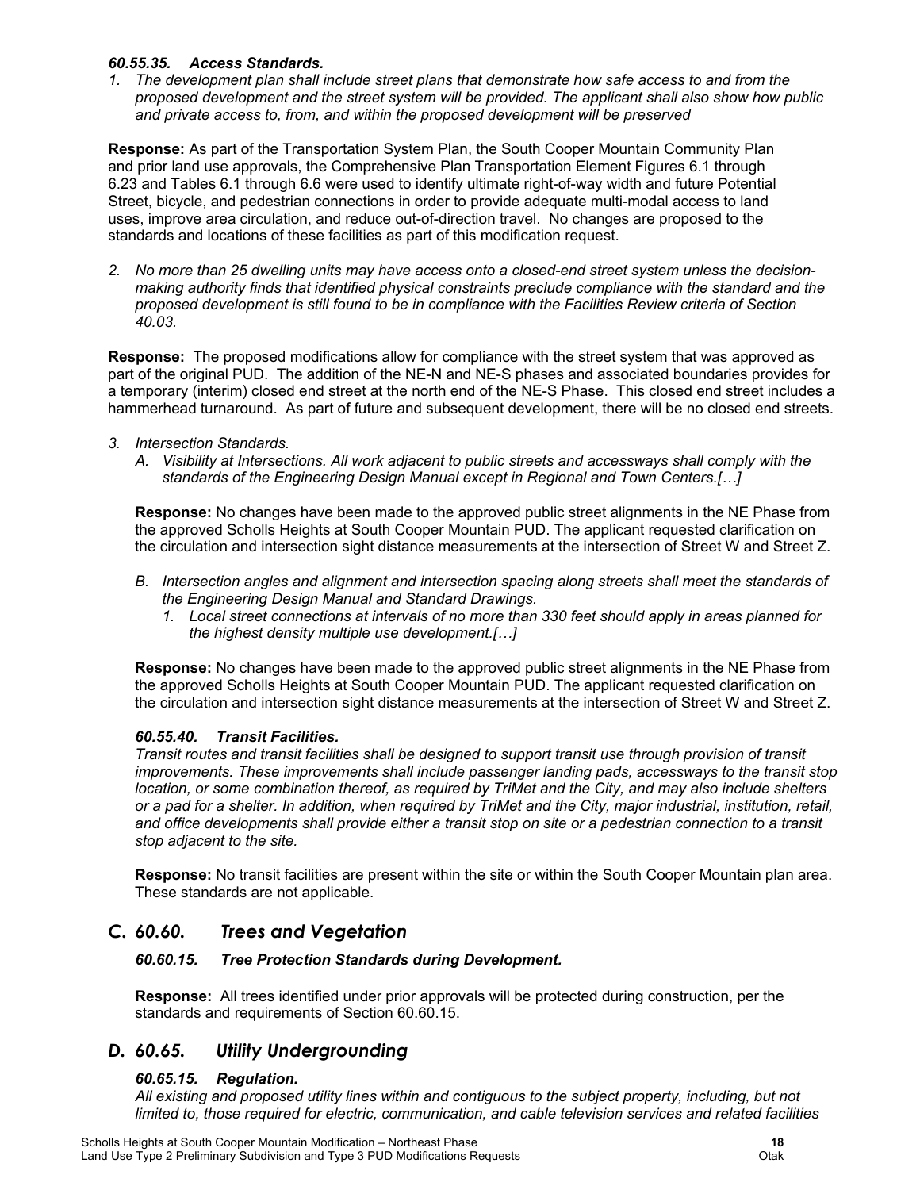#### *60.55.35. Access Standards.*

*1. The development plan shall include street plans that demonstrate how safe access to and from the proposed development and the street system will be provided. The applicant shall also show how public and private access to, from, and within the proposed development will be preserved*

**Response:** As part of the Transportation System Plan, the South Cooper Mountain Community Plan and prior land use approvals, the Comprehensive Plan Transportation Element Figures 6.1 through 6.23 and Tables 6.1 through 6.6 were used to identify ultimate right-of-way width and future Potential Street, bicycle, and pedestrian connections in order to provide adequate multi-modal access to land uses, improve area circulation, and reduce out-of-direction travel. No changes are proposed to the standards and locations of these facilities as part of this modification request.

*2. No more than 25 dwelling units may have access onto a closed-end street system unless the decision-making authority finds that identified physical constraints preclude compliance with the standard and the proposed development is still found to be in compliance with the Facilities Review criteria of Section 40.03.*

**Response:** The proposed modifications allow for compliance with the street system that was approved as part of the original PUD. The addition of the NE-N and NE-S phases and associated boundaries provides for a temporary (interim) closed end street at the north end of the NE-S Phase. This closed end street includes a hammerhead turnaround. As part of future and subsequent development, there will be no closed end streets.

*3. Intersection Standards.*

*A. Visibility at Intersections. All work adjacent to public streets and accessways shall comply with the standards of the Engineering Design Manual except in Regional and Town Centers.[…]*

**Response:** No changes have been made to the approved public street alignments in the NE Phase from the approved Scholls Heights at South Cooper Mountain PUD. The applicant requested clarification on the circulation and intersection sight distance measurements at the intersection of Street W and Street Z.

*B. Intersection angles and alignment and intersection spacing along streets shall meet the standards of the Engineering Design Manual and Standard Drawings.*

*1. Local street connections at intervals of no more than 330 feet should apply in areas planned for the highest density multiple use development.[…]*

**Response:** No changes have been made to the approved public street alignments in the NE Phase from the approved Scholls Heights at South Cooper Mountain PUD. The applicant requested clarification on the circulation and intersection sight distance measurements at the intersection of Street W and Street Z.

#### *60.55.40. Transit Facilities.*

*Transit routes and transit facilities shall be designed to support transit use through provision of transit improvements. These improvements shall include passenger landing pads, accessways to the transit stop location, or some combination thereof, as required by TriMet and the City, and may also include shelters or a pad for a shelter. In addition, when required by TriMet and the City, major industrial, institution, retail, and office developments shall provide either a transit stop on site or a pedestrian connection to a transit stop adjacent to the site.*

**Response:** No transit facilities are present within the site or within the South Cooper Mountain plan area. These standards are not applicable.

## *C. 60.60. Trees and Vegetation*

#### *60.60.15. Tree Protection Standards during Development.*

**Response:** All trees identified under prior approvals will be protected during construction, per the standards and requirements of Section 60.60.15.

## *D. 60.65. Utility Undergrounding*

#### *60.65.15. Regulation.*

*All existing and proposed utility lines within and contiguous to the subject property, including, but not limited to, those required for electric, communication, and cable television services and related facilities*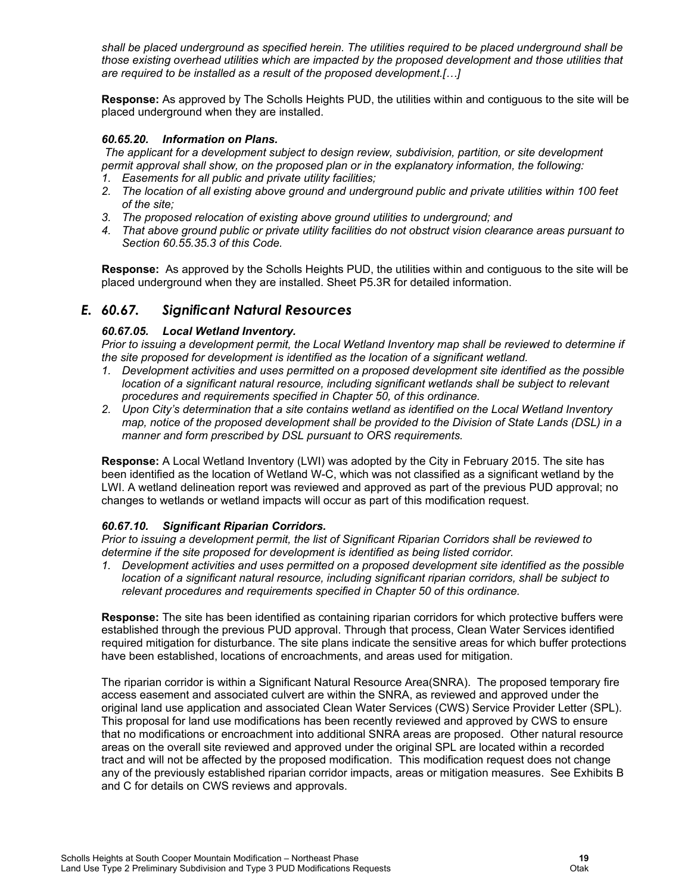*shall be placed underground as specified herein. The utilities required to be placed underground shall be those existing overhead utilities which are impacted by the proposed development and those utilities that are required to be installed as a result of the proposed development.[…]*

**Response:** As approved by The Scholls Heights PUD, the utilities within and contiguous to the site will be placed underground when they are installed.

#### *60.65.20. Information on Plans.*

*The applicant for a development subject to design review, subdivision, partition, or site development permit approval shall show, on the proposed plan or in the explanatory information, the following:*

1. *Easements for all public and private utility facilities;*
2. *The location of all existing above ground and underground public and private utilities within 100 feet of the site;*
3. *The proposed relocation of existing above ground utilities to underground; and*
4. *That above ground public or private utility facilities do not obstruct vision clearance areas pursuant to Section 60.55.35.3 of this Code.*

**Response:** As approved by the Scholls Heights PUD, the utilities within and contiguous to the site will be placed underground when they are installed. Sheet P5.3R for detailed information.

## *E. 60.67. Significant Natural Resources*

#### *60.67.05. Local Wetland Inventory.*

*Prior to issuing a development permit, the Local Wetland Inventory map shall be reviewed to determine if the site proposed for development is identified as the location of a significant wetland.*

1. *Development activities and uses permitted on a proposed development site identified as the possible location of a significant natural resource, including significant wetlands shall be subject to relevant procedures and requirements specified in Chapter 50, of this ordinance.*
2. *Upon City's determination that a site contains wetland as identified on the Local Wetland Inventory map, notice of the proposed development shall be provided to the Division of State Lands (DSL) in a manner and form prescribed by DSL pursuant to ORS requirements.*

**Response:** A Local Wetland Inventory (LWI) was adopted by the City in February 2015. The site has been identified as the location of Wetland W-C, which was not classified as a significant wetland by the LWI. A wetland delineation report was reviewed and approved as part of the previous PUD approval; no changes to wetlands or wetland impacts will occur as part of this modification request.

#### *60.67.10. Significant Riparian Corridors.*

*Prior to issuing a development permit, the list of Significant Riparian Corridors shall be reviewed to determine if the site proposed for development is identified as being listed corridor.*

1. *Development activities and uses permitted on a proposed development site identified as the possible location of a significant natural resource, including significant riparian corridors, shall be subject to relevant procedures and requirements specified in Chapter 50 of this ordinance.*

**Response:** The site has been identified as containing riparian corridors for which protective buffers were established through the previous PUD approval. Through that process, Clean Water Services identified required mitigation for disturbance. The site plans indicate the sensitive areas for which buffer protections have been established, locations of encroachments, and areas used for mitigation.

The riparian corridor is within a Significant Natural Resource Area(SNRA). The proposed temporary fire access easement and associated culvert are within the SNRA, as reviewed and approved under the original land use application and associated Clean Water Services (CWS) Service Provider Letter (SPL). This proposal for land use modifications has been recently reviewed and approved by CWS to ensure that no modifications or encroachment into additional SNRA areas are proposed. Other natural resource areas on the overall site reviewed and approved under the original SPL are located within a recorded tract and will not be affected by the proposed modification. This modification request does not change any of the previously established riparian corridor impacts, areas or mitigation measures. See Exhibits B and C for details on CWS reviews and approvals.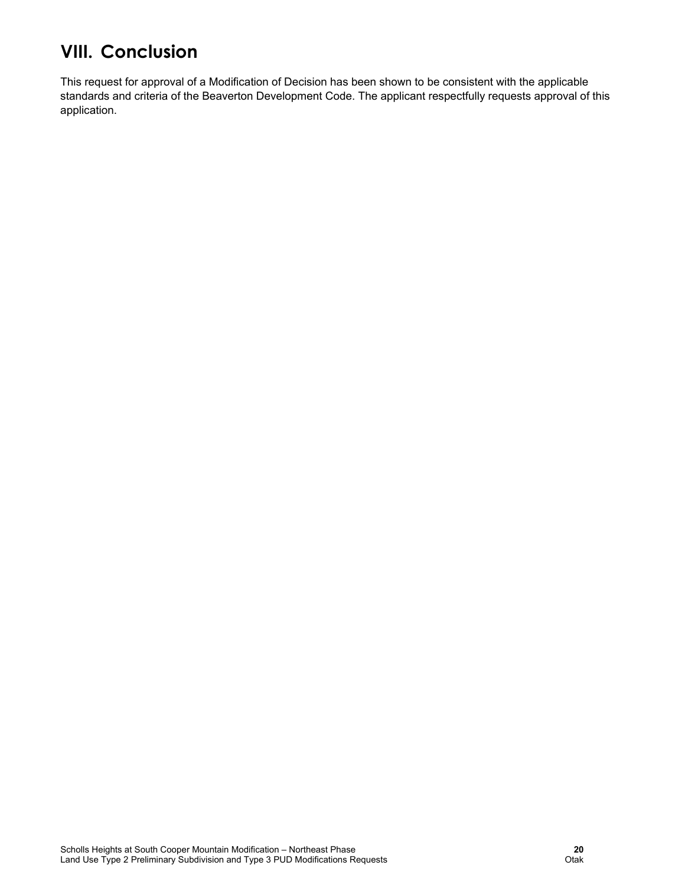# VIII. Conclusion

This request for approval of a Modification of Decision has been shown to be consistent with the applicable standards and criteria of the Beaverton Development Code. The applicant respectfully requests approval of this application.